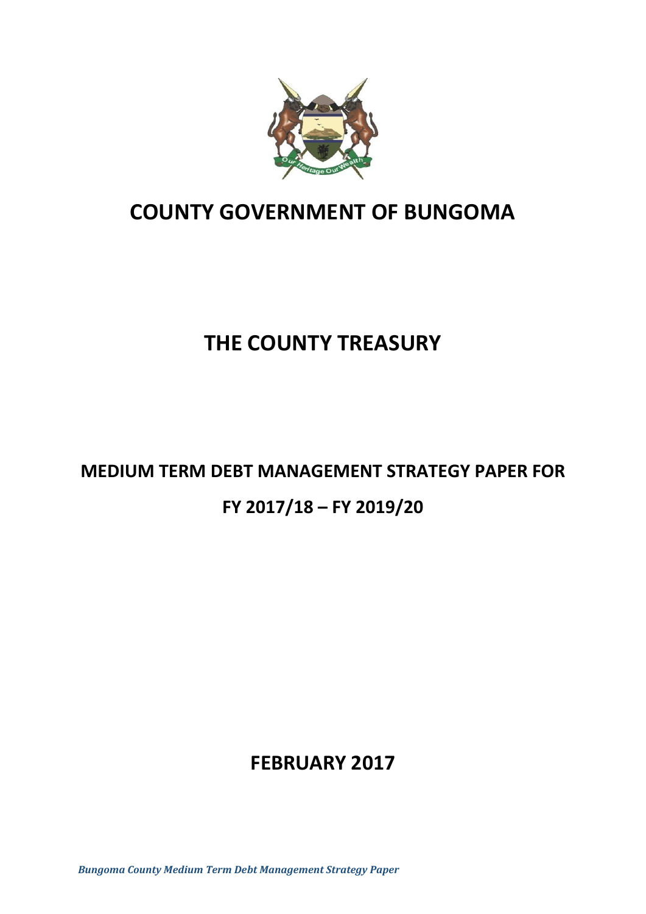# COUNTY GOVERNMENT OF BUNGOMA

# THE COUNTY TREASURY

## MEDIUM TERM DEBT MANAGEMENT STRATEGY PAPER FOR

## FY 2017/18 – FY 2019/20

## FEBRUARY 2017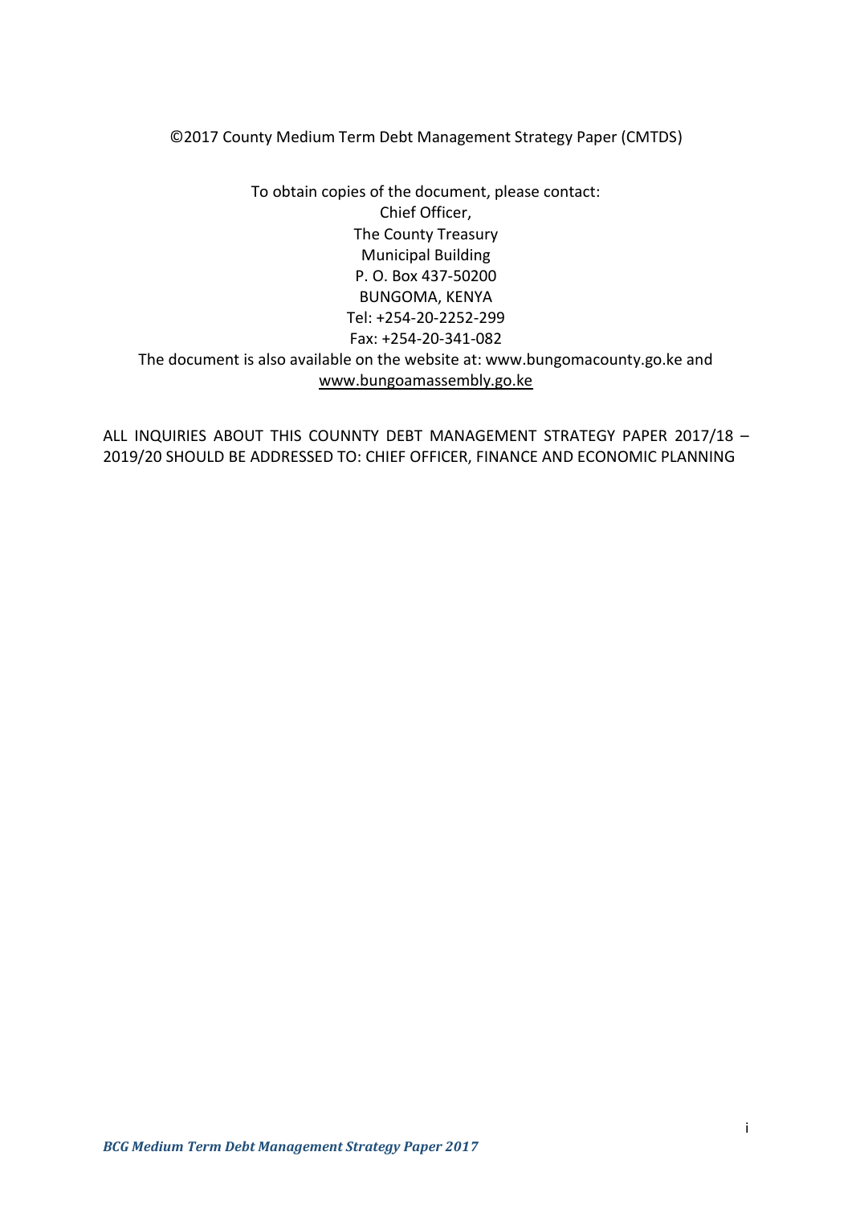©2017 County Medium Term Debt Management Strategy Paper (CMTDS)

To obtain copies of the document, please contact:
Chief Officer,
The County Treasury
Municipal Building
P. O. Box 437-50200
BUNGOMA, KENYA
Tel: +254-20-2252-299
Fax: +254-20-341-082
The document is also available on the website at: www.bungomacounty.go.ke and www.bungoamassembly.go.ke

ALL INQUIRIES ABOUT THIS COUNNTY DEBT MANAGEMENT STRATEGY PAPER 2017/18 – 2019/20 SHOULD BE ADDRESSED TO: CHIEF OFFICER, FINANCE AND ECONOMIC PLANNING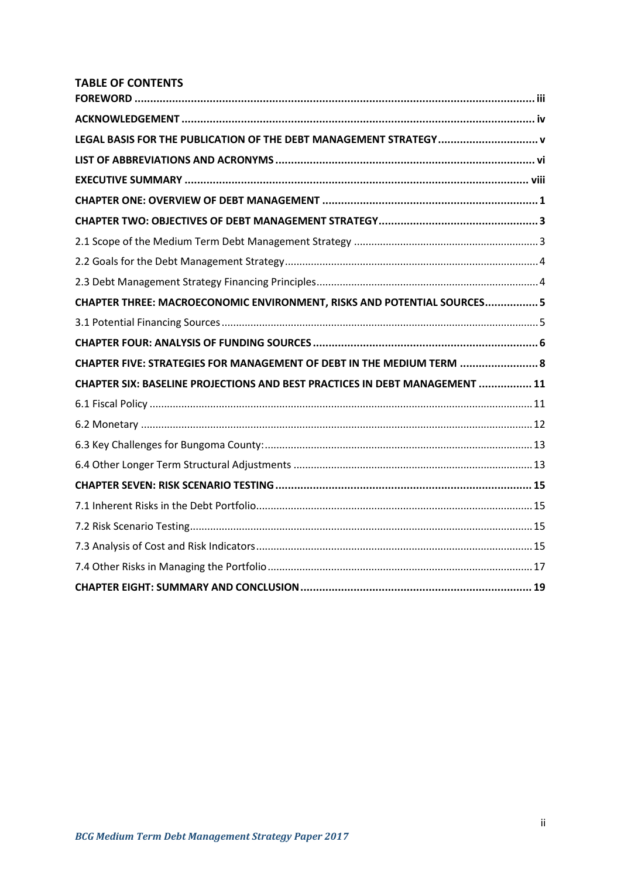## TABLE OF CONTENTS

**FOREWORD** ............................................................ iii

**ACKNOWLEDGEMENT** ............................................................ iv

**LEGAL BASIS FOR THE PUBLICATION OF THE DEBT MANAGEMENT STRATEGY** ............................................................ v

**LIST OF ABBREVIATIONS AND ACRONYMS** ............................................................ vi

**EXECUTIVE SUMMARY** ............................................................ viii

**CHAPTER ONE: OVERVIEW OF DEBT MANAGEMENT** ............................................................ 1

**CHAPTER TWO: OBJECTIVES OF DEBT MANAGEMENT STRATEGY** ............................................................ 3

2.1 Scope of the Medium Term Debt Management Strategy ............................................................ 3

2.2 Goals for the Debt Management Strategy ............................................................ 4

2.3 Debt Management Strategy Financing Principles ............................................................ 4

**CHAPTER THREE: MACROECONOMIC ENVIRONMENT, RISKS AND POTENTIAL SOURCES** ............................................................ 5

3.1 Potential Financing Sources ............................................................ 5

**CHAPTER FOUR: ANALYSIS OF FUNDING SOURCES** ............................................................ 6

**CHAPTER FIVE: STRATEGIES FOR MANAGEMENT OF DEBT IN THE MEDIUM TERM** ............................................................ 8

**CHAPTER SIX: BASELINE PROJECTIONS AND BEST PRACTICES IN DEBT MANAGEMENT** ............................................................ 11

6.1 Fiscal Policy ............................................................ 11

6.2 Monetary ............................................................ 12

6.3 Key Challenges for Bungoma County: ............................................................ 13

6.4 Other Longer Term Structural Adjustments ............................................................ 13

**CHAPTER SEVEN: RISK SCENARIO TESTING** ............................................................ 15

7.1 Inherent Risks in the Debt Portfolio ............................................................ 15

7.2 Risk Scenario Testing ............................................................ 15

7.3 Analysis of Cost and Risk Indicators ............................................................ 15

7.4 Other Risks in Managing the Portfolio ............................................................ 17

**CHAPTER EIGHT: SUMMARY AND CONCLUSION** ............................................................ 19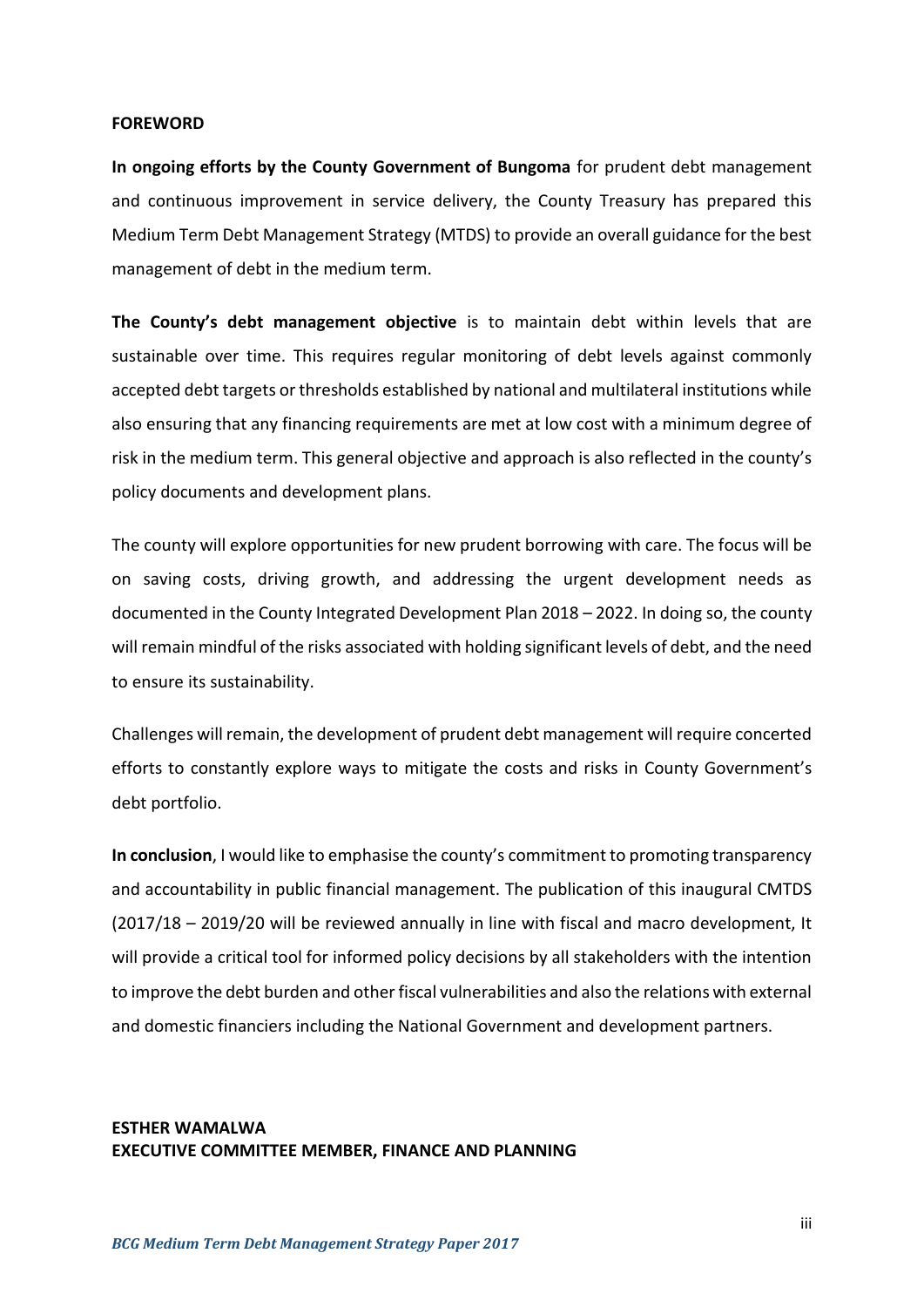## FOREWORD

**In ongoing efforts by the County Government of Bungoma** for prudent debt management and continuous improvement in service delivery, the County Treasury has prepared this Medium Term Debt Management Strategy (MTDS) to provide an overall guidance for the best management of debt in the medium term.

**The County's debt management objective** is to maintain debt within levels that are sustainable over time. This requires regular monitoring of debt levels against commonly accepted debt targets or thresholds established by national and multilateral institutions while also ensuring that any financing requirements are met at low cost with a minimum degree of risk in the medium term. This general objective and approach is also reflected in the county's policy documents and development plans.

The county will explore opportunities for new prudent borrowing with care. The focus will be on saving costs, driving growth, and addressing the urgent development needs as documented in the County Integrated Development Plan 2018 – 2022. In doing so, the county will remain mindful of the risks associated with holding significant levels of debt, and the need to ensure its sustainability.

Challenges will remain, the development of prudent debt management will require concerted efforts to constantly explore ways to mitigate the costs and risks in County Government's debt portfolio.

**In conclusion**, I would like to emphasise the county's commitment to promoting transparency and accountability in public financial management. The publication of this inaugural CMTDS (2017/18 – 2019/20 will be reviewed annually in line with fiscal and macro development, It will provide a critical tool for informed policy decisions by all stakeholders with the intention to improve the debt burden and other fiscal vulnerabilities and also the relations with external and domestic financiers including the National Government and development partners.

**ESTHER WAMALWA**
**EXECUTIVE COMMITTEE MEMBER, FINANCE AND PLANNING**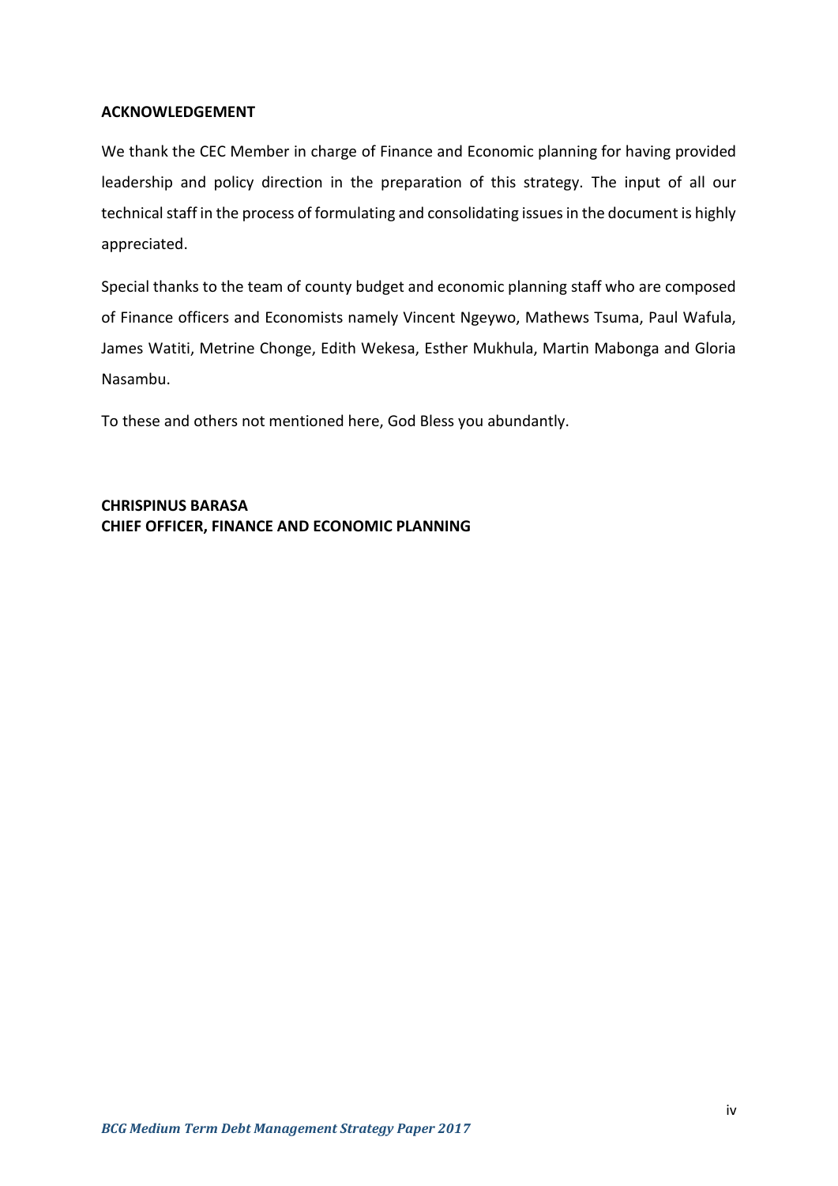## ACKNOWLEDGEMENT

We thank the CEC Member in charge of Finance and Economic planning for having provided leadership and policy direction in the preparation of this strategy. The input of all our technical staff in the process of formulating and consolidating issues in the document is highly appreciated.

Special thanks to the team of county budget and economic planning staff who are composed of Finance officers and Economists namely Vincent Ngeywo, Mathews Tsuma, Paul Wafula, James Watiti, Metrine Chonge, Edith Wekesa, Esther Mukhula, Martin Mabonga and Gloria Nasambu.

To these and others not mentioned here, God Bless you abundantly.

**CHRISPINUS BARASA**
**CHIEF OFFICER, FINANCE AND ECONOMIC PLANNING**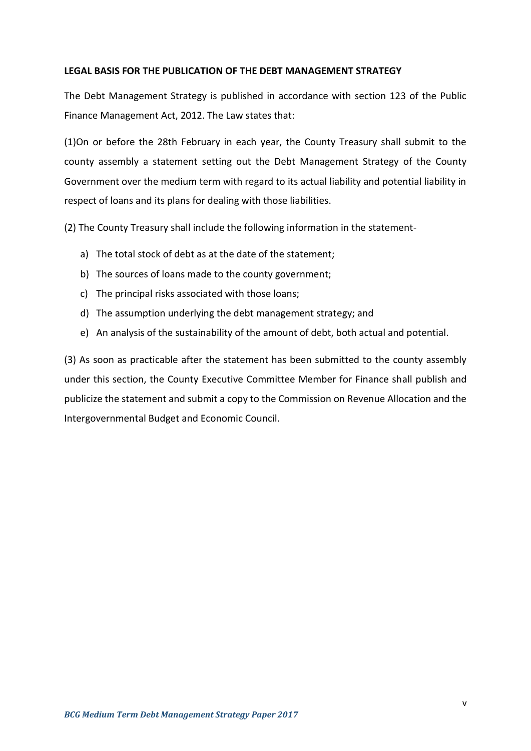## LEGAL BASIS FOR THE PUBLICATION OF THE DEBT MANAGEMENT STRATEGY

The Debt Management Strategy is published in accordance with section 123 of the Public Finance Management Act, 2012. The Law states that:

(1)On or before the 28th February in each year, the County Treasury shall submit to the county assembly a statement setting out the Debt Management Strategy of the County Government over the medium term with regard to its actual liability and potential liability in respect of loans and its plans for dealing with those liabilities.

(2) The County Treasury shall include the following information in the statement-

a) The total stock of debt as at the date of the statement;
b) The sources of loans made to the county government;
c) The principal risks associated with those loans;
d) The assumption underlying the debt management strategy; and
e) An analysis of the sustainability of the amount of debt, both actual and potential.

(3) As soon as practicable after the statement has been submitted to the county assembly under this section, the County Executive Committee Member for Finance shall publish and publicize the statement and submit a copy to the Commission on Revenue Allocation and the Intergovernmental Budget and Economic Council.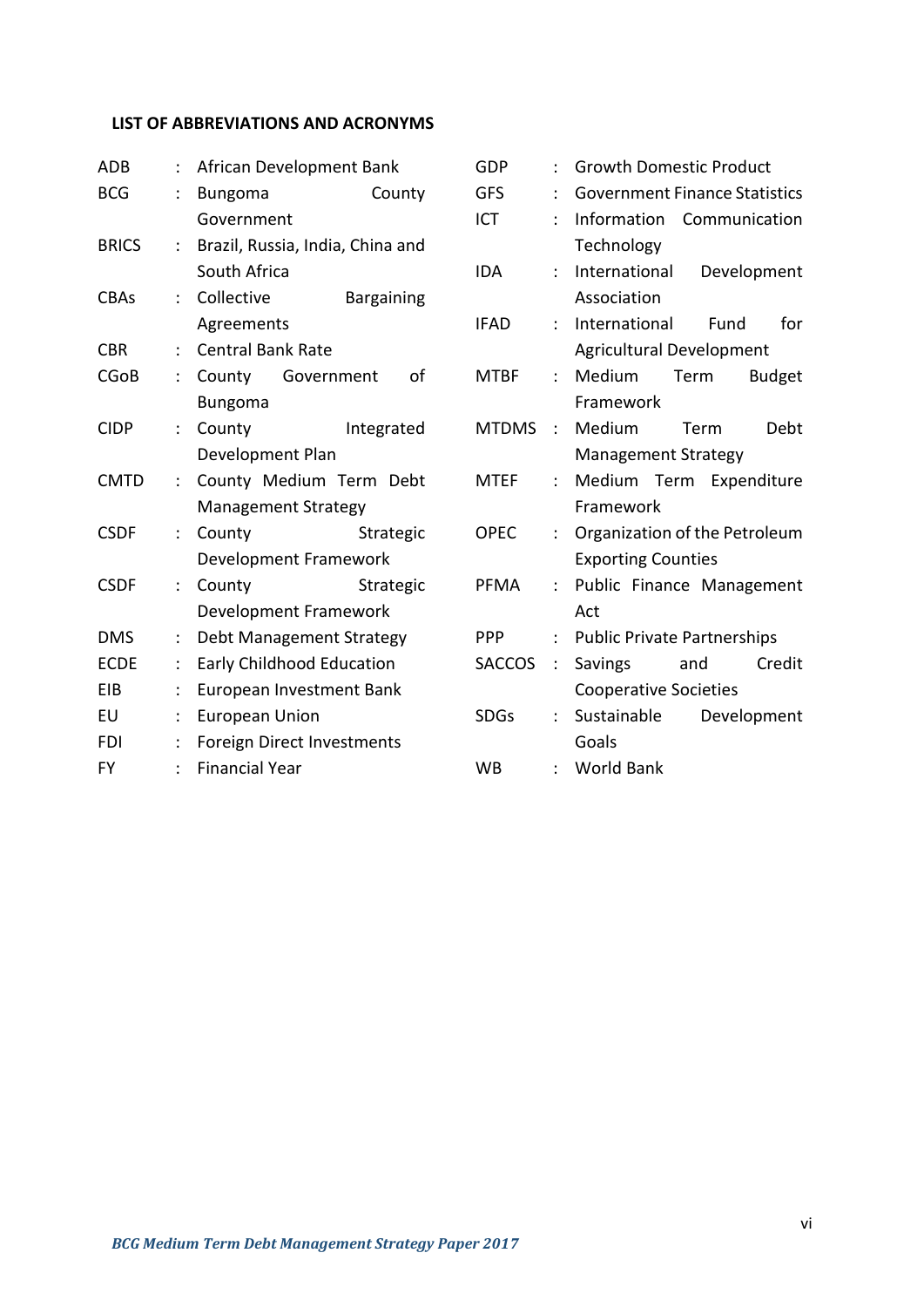**LIST OF ABBREVIATIONS AND ACRONYMS**

| | | |
|---|---|---|
| ADB | : | African Development Bank |
| BCG | : | Bungoma County Government |
| BRICS | : | Brazil, Russia, India, China and South Africa |
| CBAs | : | Collective Bargaining Agreements |
| CBR | : | Central Bank Rate |
| CGoB | : | County Government of Bungoma |
| CIDP | : | County Integrated Development Plan |
| CMTD | : | County Medium Term Debt Management Strategy |
| CSDF | : | County Strategic Development Framework |
| CSDF | : | County Strategic Development Framework |
| DMS | : | Debt Management Strategy |
| ECDE | : | Early Childhood Education |
| EIB | : | European Investment Bank |
| EU | : | European Union |
| FDI | : | Foreign Direct Investments |
| FY | : | Financial Year |
| GDP | : | Growth Domestic Product |
| GFS | : | Government Finance Statistics |
| ICT | : | Information Communication Technology |
| IDA | : | International Development Association |
| IFAD | : | International Fund for Agricultural Development |
| MTBF | : | Medium Term Budget Framework |
| MTDMS | : | Medium Term Debt Management Strategy |
| MTEF | : | Medium Term Expenditure Framework |
| OPEC | : | Organization of the Petroleum Exporting Counties |
| PFMA | : | Public Finance Management Act |
| PPP | : | Public Private Partnerships |
| SACCOS | : | Savings and Credit Cooperative Societies |
| SDGs | : | Sustainable Development Goals |
| WB | : | World Bank |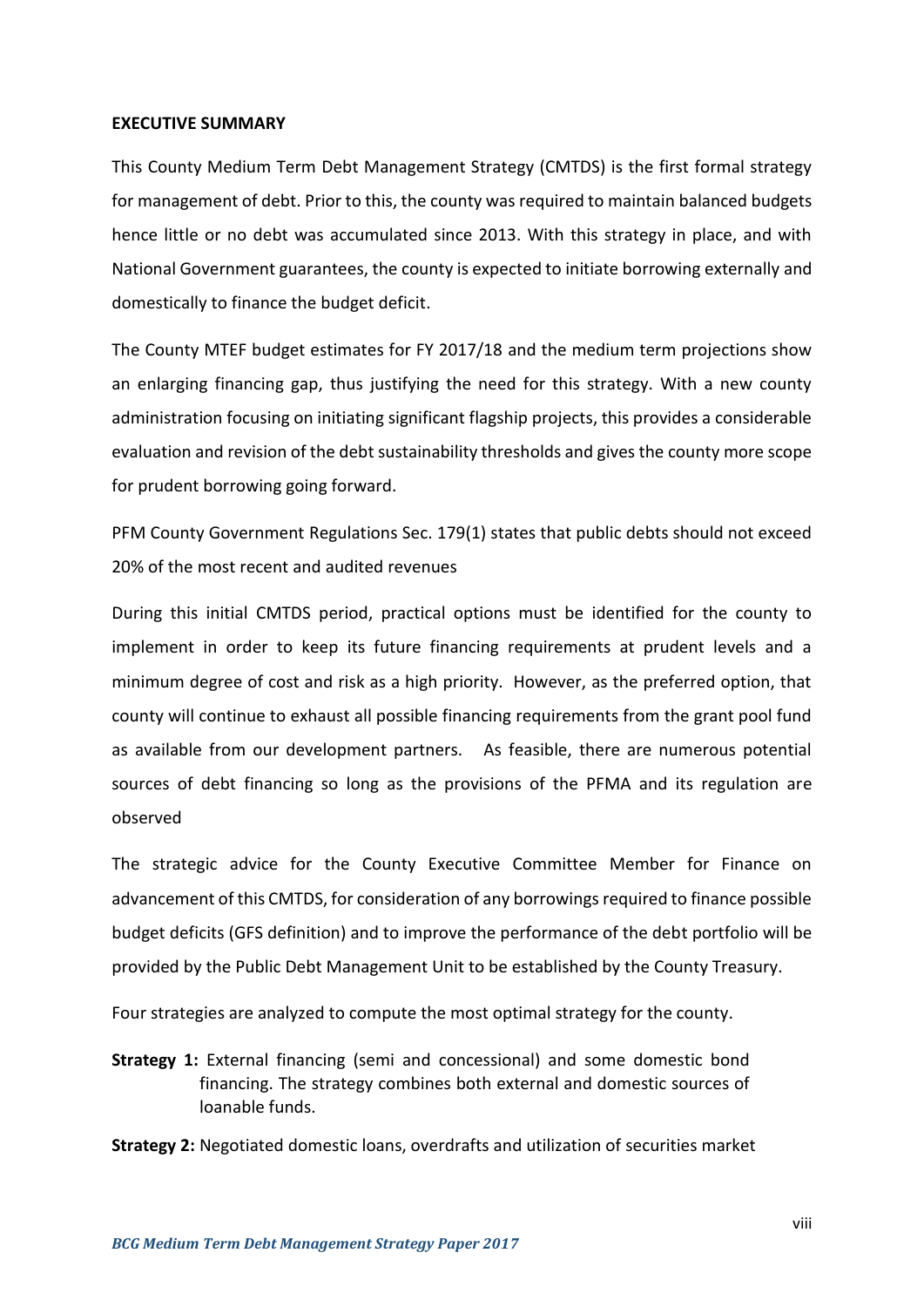**EXECUTIVE SUMMARY**

This County Medium Term Debt Management Strategy (CMTDS) is the first formal strategy for management of debt. Prior to this, the county was required to maintain balanced budgets hence little or no debt was accumulated since 2013. With this strategy in place, and with National Government guarantees, the county is expected to initiate borrowing externally and domestically to finance the budget deficit.

The County MTEF budget estimates for FY 2017/18 and the medium term projections show an enlarging financing gap, thus justifying the need for this strategy. With a new county administration focusing on initiating significant flagship projects, this provides a considerable evaluation and revision of the debt sustainability thresholds and gives the county more scope for prudent borrowing going forward.

PFM County Government Regulations Sec. 179(1) states that public debts should not exceed 20% of the most recent and audited revenues

During this initial CMTDS period, practical options must be identified for the county to implement in order to keep its future financing requirements at prudent levels and a minimum degree of cost and risk as a high priority. However, as the preferred option, that county will continue to exhaust all possible financing requirements from the grant pool fund as available from our development partners. As feasible, there are numerous potential sources of debt financing so long as the provisions of the PFMA and its regulation are observed

The strategic advice for the County Executive Committee Member for Finance on advancement of this CMTDS, for consideration of any borrowings required to finance possible budget deficits (GFS definition) and to improve the performance of the debt portfolio will be provided by the Public Debt Management Unit to be established by the County Treasury.

Four strategies are analyzed to compute the most optimal strategy for the county.

**Strategy 1:** External financing (semi and concessional) and some domestic bond financing. The strategy combines both external and domestic sources of loanable funds.

**Strategy 2:** Negotiated domestic loans, overdrafts and utilization of securities market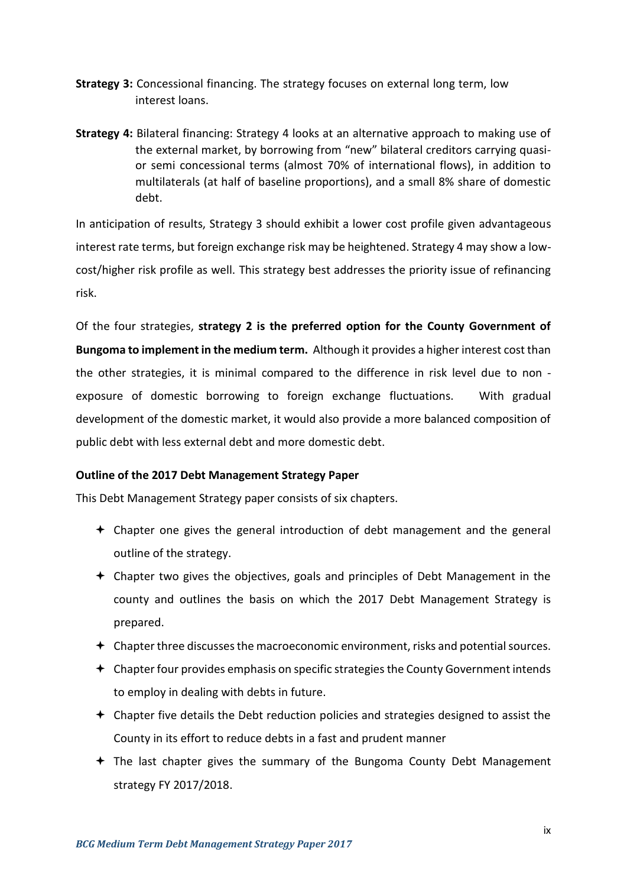**Strategy 3:** Concessional financing. The strategy focuses on external long term, low interest loans.

**Strategy 4:** Bilateral financing: Strategy 4 looks at an alternative approach to making use of the external market, by borrowing from "new" bilateral creditors carrying quasi- or semi concessional terms (almost 70% of international flows), in addition to multilaterals (at half of baseline proportions), and a small 8% share of domestic debt.

In anticipation of results, Strategy 3 should exhibit a lower cost profile given advantageous interest rate terms, but foreign exchange risk may be heightened. Strategy 4 may show a low-cost/higher risk profile as well. This strategy best addresses the priority issue of refinancing risk.

Of the four strategies, **strategy 2 is the preferred option for the County Government of Bungoma to implement in the medium term.** Although it provides a higher interest cost than the other strategies, it is minimal compared to the difference in risk level due to non -exposure of domestic borrowing to foreign exchange fluctuations. With gradual development of the domestic market, it would also provide a more balanced composition of public debt with less external debt and more domestic debt.

**Outline of the 2017 Debt Management Strategy Paper**

This Debt Management Strategy paper consists of six chapters.

- Chapter one gives the general introduction of debt management and the general outline of the strategy.
- Chapter two gives the objectives, goals and principles of Debt Management in the county and outlines the basis on which the 2017 Debt Management Strategy is prepared.
- Chapter three discusses the macroeconomic environment, risks and potential sources.
- Chapter four provides emphasis on specific strategies the County Government intends to employ in dealing with debts in future.
- Chapter five details the Debt reduction policies and strategies designed to assist the County in its effort to reduce debts in a fast and prudent manner
- The last chapter gives the summary of the Bungoma County Debt Management strategy FY 2017/2018.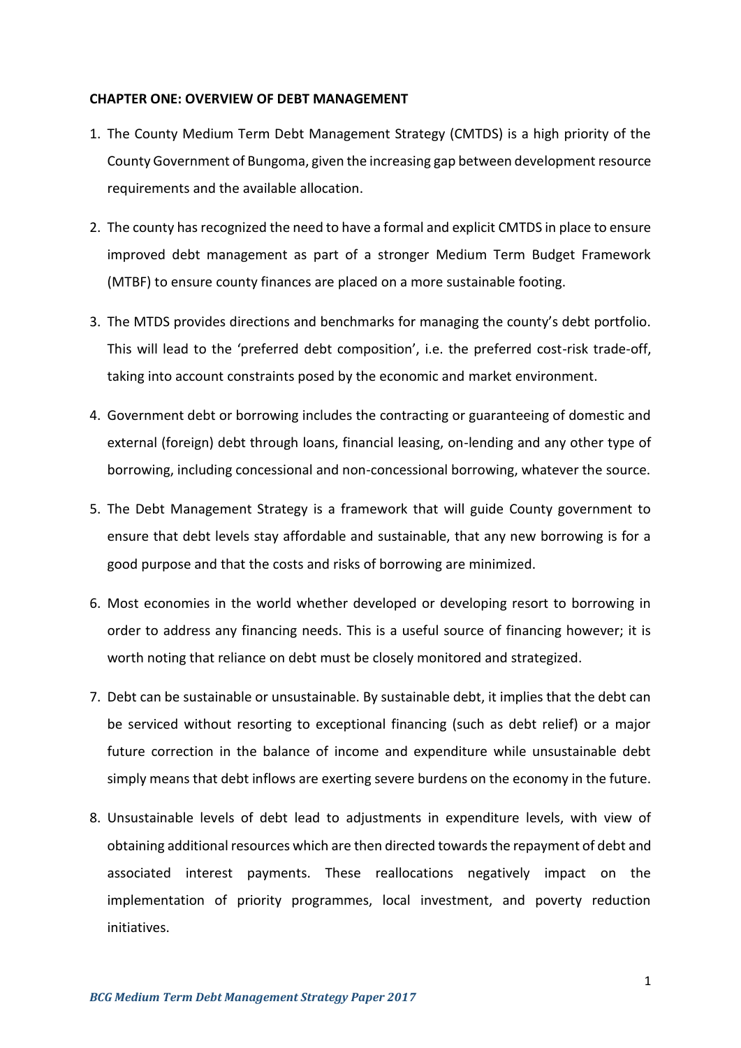**CHAPTER ONE: OVERVIEW OF DEBT MANAGEMENT**

1. The County Medium Term Debt Management Strategy (CMTDS) is a high priority of the County Government of Bungoma, given the increasing gap between development resource requirements and the available allocation.

2. The county has recognized the need to have a formal and explicit CMTDS in place to ensure improved debt management as part of a stronger Medium Term Budget Framework (MTBF) to ensure county finances are placed on a more sustainable footing.

3. The MTDS provides directions and benchmarks for managing the county's debt portfolio. This will lead to the 'preferred debt composition', i.e. the preferred cost-risk trade-off, taking into account constraints posed by the economic and market environment.

4. Government debt or borrowing includes the contracting or guaranteeing of domestic and external (foreign) debt through loans, financial leasing, on-lending and any other type of borrowing, including concessional and non-concessional borrowing, whatever the source.

5. The Debt Management Strategy is a framework that will guide County government to ensure that debt levels stay affordable and sustainable, that any new borrowing is for a good purpose and that the costs and risks of borrowing are minimized.

6. Most economies in the world whether developed or developing resort to borrowing in order to address any financing needs. This is a useful source of financing however; it is worth noting that reliance on debt must be closely monitored and strategized.

7. Debt can be sustainable or unsustainable. By sustainable debt, it implies that the debt can be serviced without resorting to exceptional financing (such as debt relief) or a major future correction in the balance of income and expenditure while unsustainable debt simply means that debt inflows are exerting severe burdens on the economy in the future.

8. Unsustainable levels of debt lead to adjustments in expenditure levels, with view of obtaining additional resources which are then directed towards the repayment of debt and associated interest payments. These reallocations negatively impact on the implementation of priority programmes, local investment, and poverty reduction initiatives.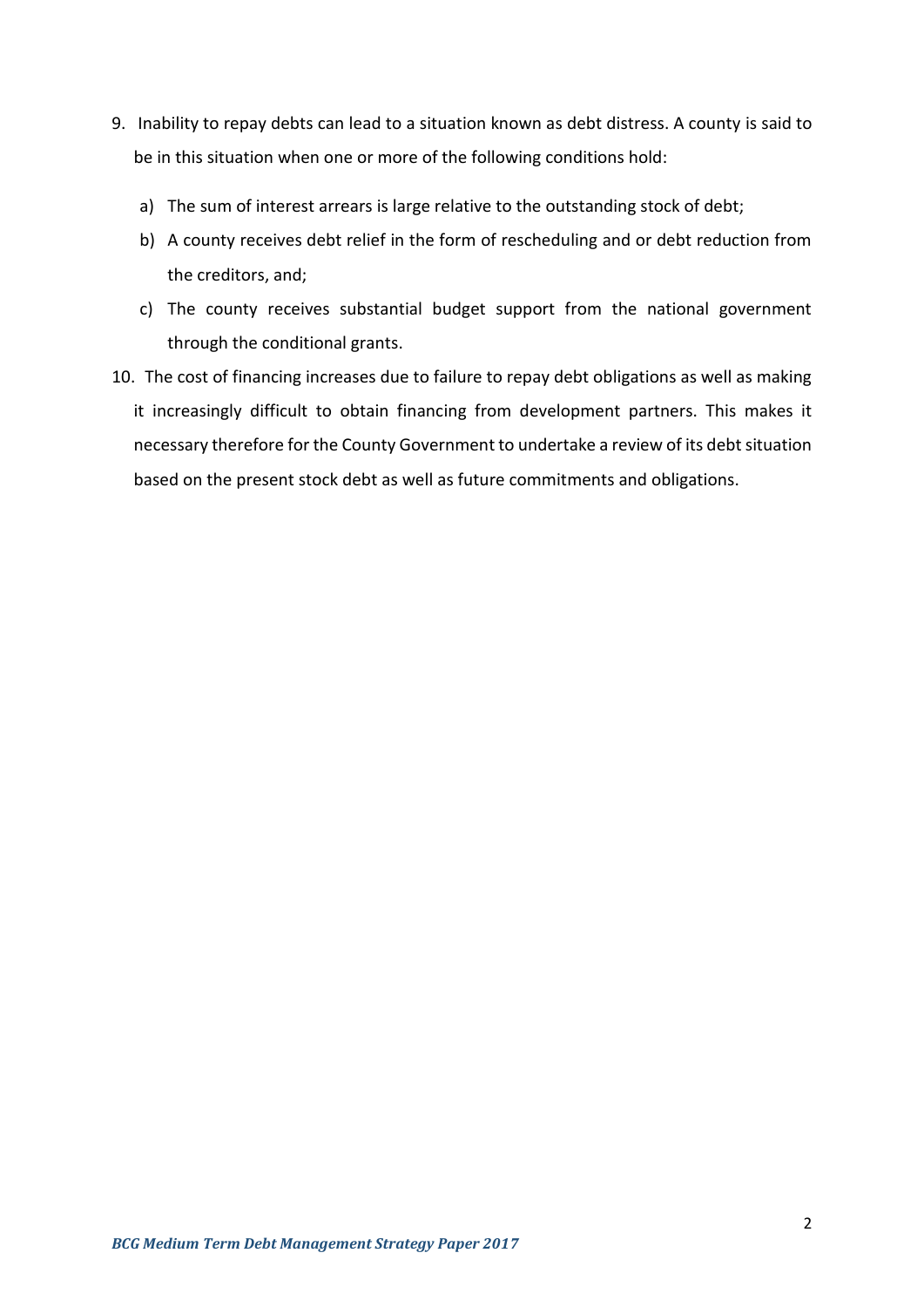9. Inability to repay debts can lead to a situation known as debt distress. A county is said to be in this situation when one or more of the following conditions hold:

    a) The sum of interest arrears is large relative to the outstanding stock of debt;

    b) A county receives debt relief in the form of rescheduling and or debt reduction from the creditors, and;

    c) The county receives substantial budget support from the national government through the conditional grants.

10. The cost of financing increases due to failure to repay debt obligations as well as making it increasingly difficult to obtain financing from development partners. This makes it necessary therefore for the County Government to undertake a review of its debt situation based on the present stock debt as well as future commitments and obligations.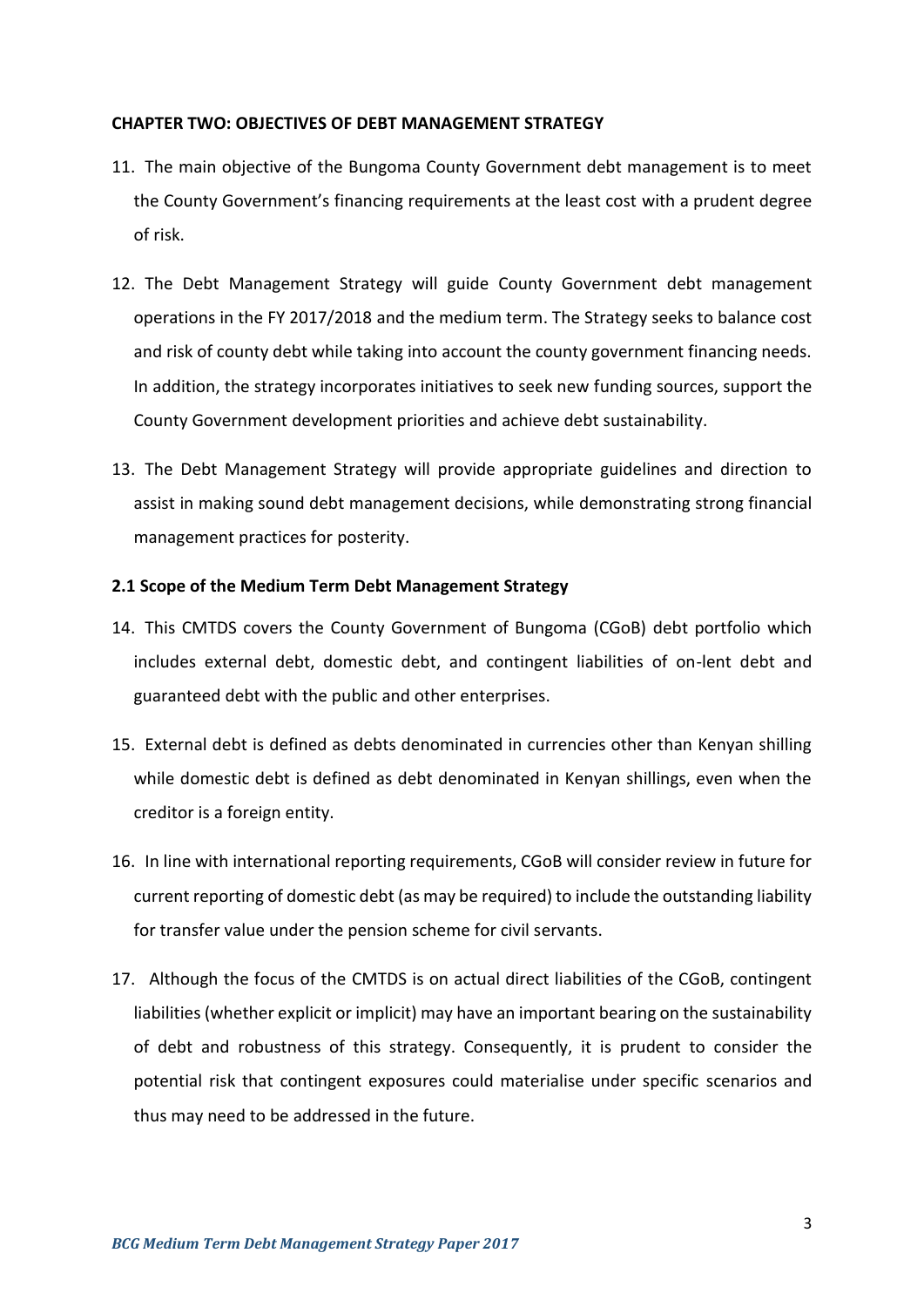**CHAPTER TWO: OBJECTIVES OF DEBT MANAGEMENT STRATEGY**

11. The main objective of the Bungoma County Government debt management is to meet the County Government's financing requirements at the least cost with a prudent degree of risk.

12. The Debt Management Strategy will guide County Government debt management operations in the FY 2017/2018 and the medium term. The Strategy seeks to balance cost and risk of county debt while taking into account the county government financing needs. In addition, the strategy incorporates initiatives to seek new funding sources, support the County Government development priorities and achieve debt sustainability.

13. The Debt Management Strategy will provide appropriate guidelines and direction to assist in making sound debt management decisions, while demonstrating strong financial management practices for posterity.

**2.1 Scope of the Medium Term Debt Management Strategy**

14. This CMTDS covers the County Government of Bungoma (CGoB) debt portfolio which includes external debt, domestic debt, and contingent liabilities of on-lent debt and guaranteed debt with the public and other enterprises.

15. External debt is defined as debts denominated in currencies other than Kenyan shilling while domestic debt is defined as debt denominated in Kenyan shillings, even when the creditor is a foreign entity.

16. In line with international reporting requirements, CGoB will consider review in future for current reporting of domestic debt (as may be required) to include the outstanding liability for transfer value under the pension scheme for civil servants.

17. Although the focus of the CMTDS is on actual direct liabilities of the CGoB, contingent liabilities (whether explicit or implicit) may have an important bearing on the sustainability of debt and robustness of this strategy. Consequently, it is prudent to consider the potential risk that contingent exposures could materialise under specific scenarios and thus may need to be addressed in the future.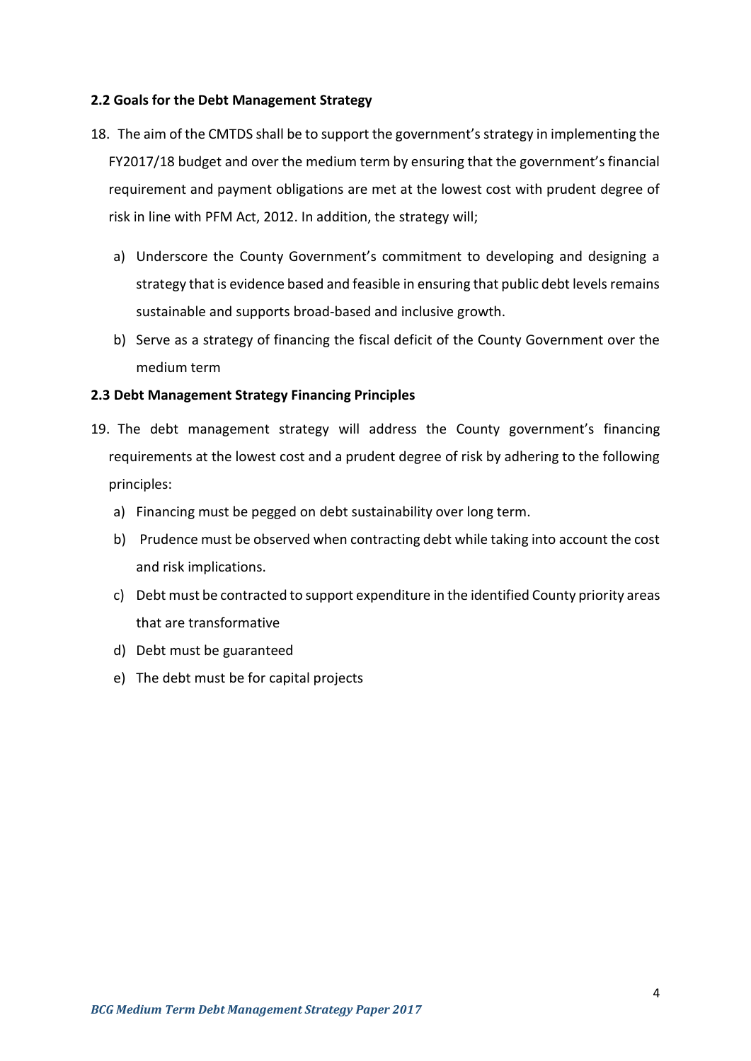**2.2 Goals for the Debt Management Strategy**

18. The aim of the CMTDS shall be to support the government's strategy in implementing the FY2017/18 budget and over the medium term by ensuring that the government's financial requirement and payment obligations are met at the lowest cost with prudent degree of risk in line with PFM Act, 2012. In addition, the strategy will;

    a) Underscore the County Government's commitment to developing and designing a strategy that is evidence based and feasible in ensuring that public debt levels remains sustainable and supports broad-based and inclusive growth.

    b) Serve as a strategy of financing the fiscal deficit of the County Government over the medium term

**2.3 Debt Management Strategy Financing Principles**

19. The debt management strategy will address the County government's financing requirements at the lowest cost and a prudent degree of risk by adhering to the following principles:

    a) Financing must be pegged on debt sustainability over long term.

    b) Prudence must be observed when contracting debt while taking into account the cost and risk implications.

    c) Debt must be contracted to support expenditure in the identified County priority areas that are transformative

    d) Debt must be guaranteed

    e) The debt must be for capital projects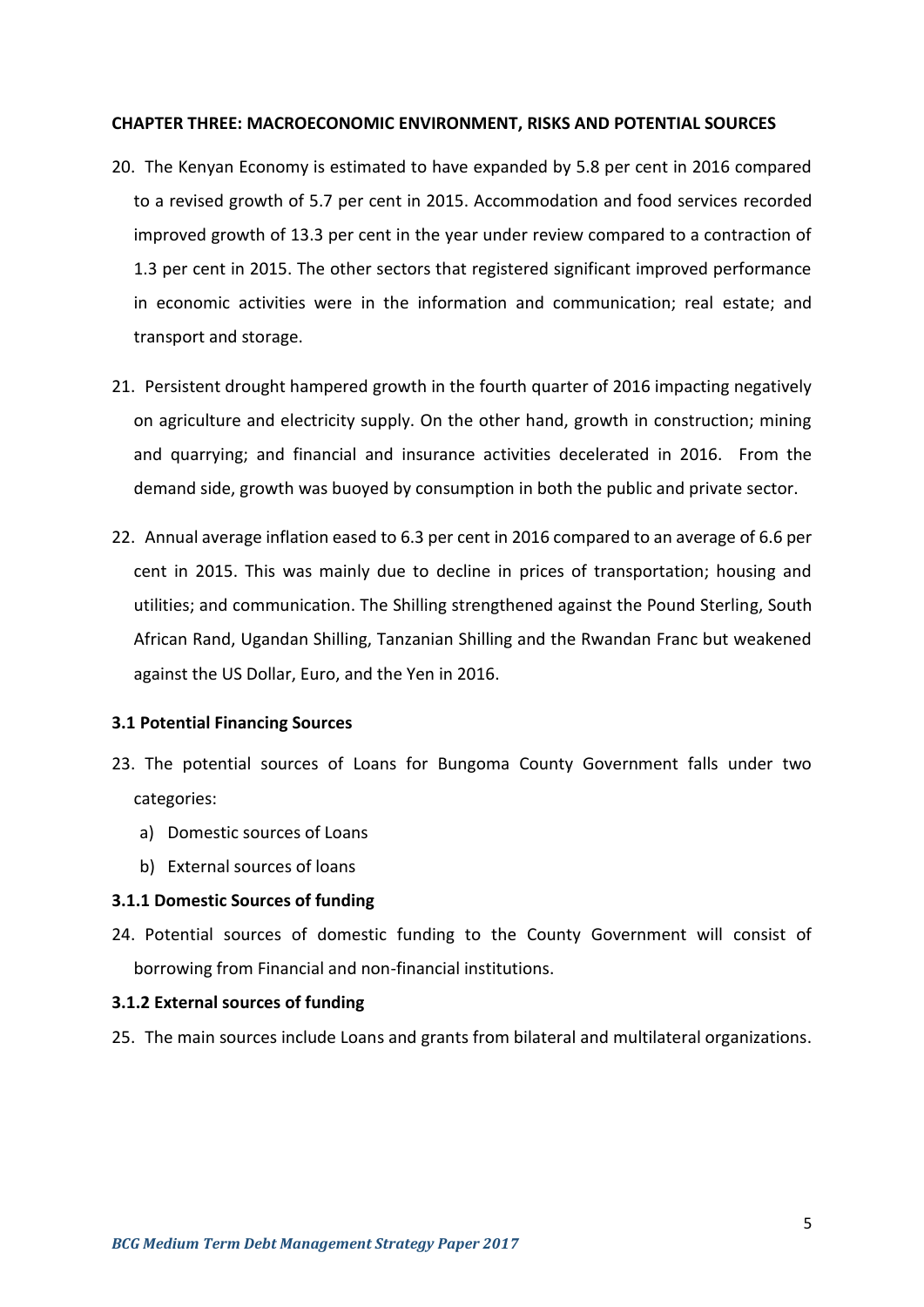## CHAPTER THREE: MACROECONOMIC ENVIRONMENT, RISKS AND POTENTIAL SOURCES

20. The Kenyan Economy is estimated to have expanded by 5.8 per cent in 2016 compared to a revised growth of 5.7 per cent in 2015. Accommodation and food services recorded improved growth of 13.3 per cent in the year under review compared to a contraction of 1.3 per cent in 2015. The other sectors that registered significant improved performance in economic activities were in the information and communication; real estate; and transport and storage.

21. Persistent drought hampered growth in the fourth quarter of 2016 impacting negatively on agriculture and electricity supply. On the other hand, growth in construction; mining and quarrying; and financial and insurance activities decelerated in 2016. From the demand side, growth was buoyed by consumption in both the public and private sector.

22. Annual average inflation eased to 6.3 per cent in 2016 compared to an average of 6.6 per cent in 2015. This was mainly due to decline in prices of transportation; housing and utilities; and communication. The Shilling strengthened against the Pound Sterling, South African Rand, Ugandan Shilling, Tanzanian Shilling and the Rwandan Franc but weakened against the US Dollar, Euro, and the Yen in 2016.

### 3.1 Potential Financing Sources

23. The potential sources of Loans for Bungoma County Government falls under two categories:
    a) Domestic sources of Loans
    b) External sources of loans

#### 3.1.1 Domestic Sources of funding

24. Potential sources of domestic funding to the County Government will consist of borrowing from Financial and non-financial institutions.

#### 3.1.2 External sources of funding

25. The main sources include Loans and grants from bilateral and multilateral organizations.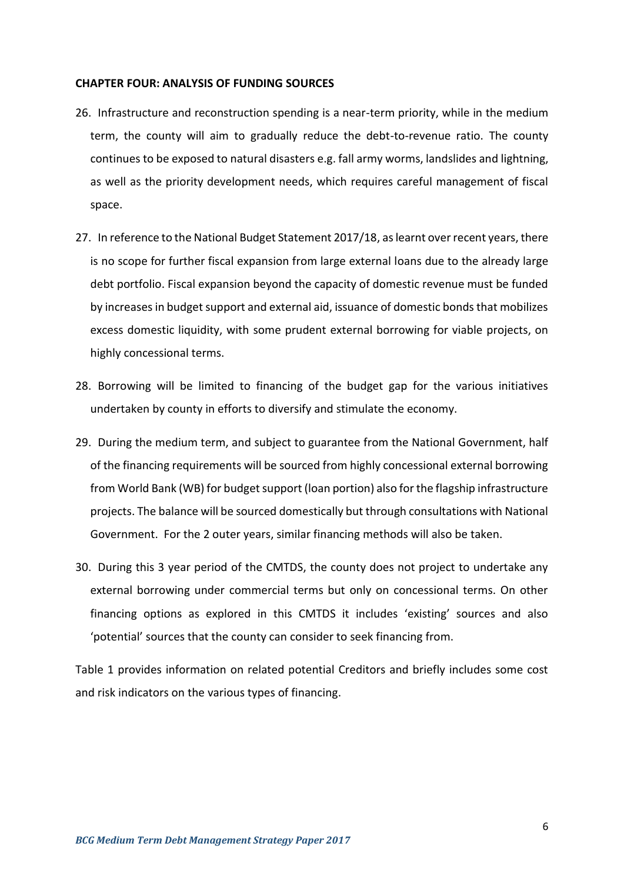**CHAPTER FOUR: ANALYSIS OF FUNDING SOURCES**

26. Infrastructure and reconstruction spending is a near-term priority, while in the medium term, the county will aim to gradually reduce the debt-to-revenue ratio. The county continues to be exposed to natural disasters e.g. fall army worms, landslides and lightning, as well as the priority development needs, which requires careful management of fiscal space.

27. In reference to the National Budget Statement 2017/18, as learnt over recent years, there is no scope for further fiscal expansion from large external loans due to the already large debt portfolio. Fiscal expansion beyond the capacity of domestic revenue must be funded by increases in budget support and external aid, issuance of domestic bonds that mobilizes excess domestic liquidity, with some prudent external borrowing for viable projects, on highly concessional terms.

28. Borrowing will be limited to financing of the budget gap for the various initiatives undertaken by county in efforts to diversify and stimulate the economy.

29. During the medium term, and subject to guarantee from the National Government, half of the financing requirements will be sourced from highly concessional external borrowing from World Bank (WB) for budget support (loan portion) also for the flagship infrastructure projects. The balance will be sourced domestically but through consultations with National Government. For the 2 outer years, similar financing methods will also be taken.

30. During this 3 year period of the CMTDS, the county does not project to undertake any external borrowing under commercial terms but only on concessional terms. On other financing options as explored in this CMTDS it includes 'existing' sources and also 'potential' sources that the county can consider to seek financing from.

Table 1 provides information on related potential Creditors and briefly includes some cost and risk indicators on the various types of financing.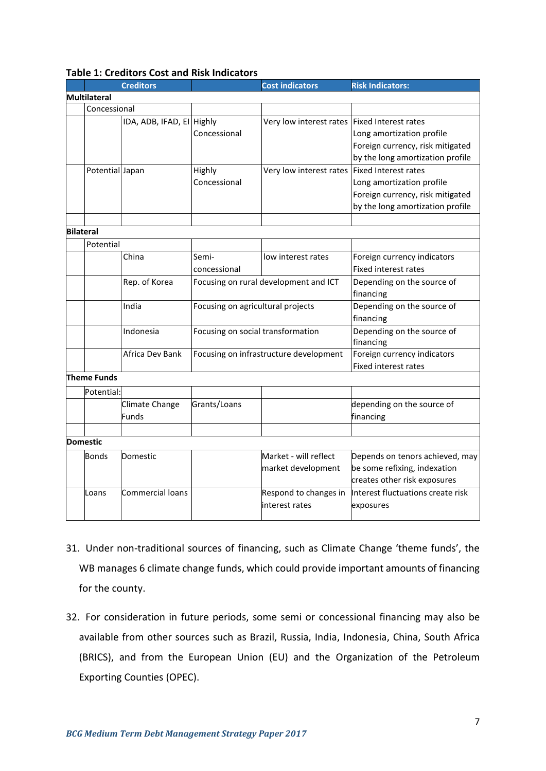**Table 1: Creditors Cost and Risk Indicators**

| | Creditors | | | Cost indicators | Risk Indicators: |
|---|---|---|---|---|---|
| **Multilateral** | | | | | |
| | Concessional | | | | |
| | | IDA, ADB, IFAD, EI | Highly Concessional | Very low interest rates | Fixed Interest rates<br>Long amortization profile<br>Foreign currency, risk mitigated by the long amortization profile |
| | Potential | Japan | Highly Concessional | Very low interest rates | Fixed Interest rates<br>Long amortization profile<br>Foreign currency, risk mitigated by the long amortization profile |
| | | | | | |
| **Bilateral** | | | | | |
| | Potential | | | | |
| | | China | Semi-concessional | low interest rates | Foreign currency indicators<br>Fixed interest rates |
| | | Rep. of Korea | Focusing on rural development and ICT | | Depending on the source of financing |
| | | India | Focusing on agricultural projects | | Depending on the source of financing |
| | | Indonesia | Focusing on social transformation | | Depending on the source of financing |
| | | Africa Dev Bank | Focusing on infrastructure development | | Foreign currency indicators<br>Fixed interest rates |
| **Theme Funds** | | | | | |
| | Potential: | | | | |
| | | Climate Change Funds | Grants/Loans | | depending on the source of financing |
| | | | | | |
| **Domestic** | | | | | |
| | Bonds | Domestic | | Market - will reflect market development | Depends on tenors achieved, may be some refixing, indexation creates other risk exposures |
| | Loans | Commercial loans | | Respond to changes in interest rates | Interest fluctuations create risk exposures |

31. Under non-traditional sources of financing, such as Climate Change 'theme funds', the WB manages 6 climate change funds, which could provide important amounts of financing for the county.

32. For consideration in future periods, some semi or concessional financing may also be available from other sources such as Brazil, Russia, India, Indonesia, China, South Africa (BRICS), and from the European Union (EU) and the Organization of the Petroleum Exporting Counties (OPEC).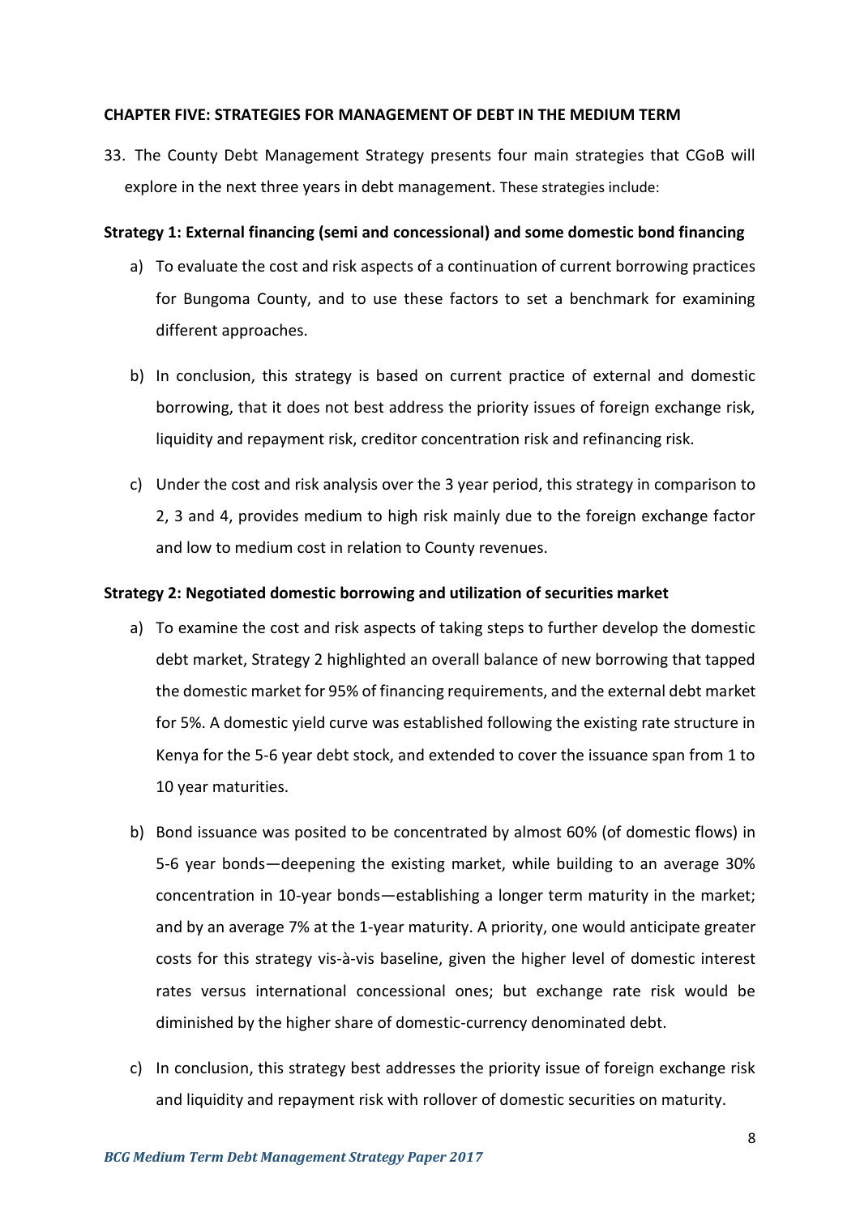## CHAPTER FIVE: STRATEGIES FOR MANAGEMENT OF DEBT IN THE MEDIUM TERM

33. The County Debt Management Strategy presents four main strategies that CGoB will explore in the next three years in debt management. These strategies include:

**Strategy 1: External financing (semi and concessional) and some domestic bond financing**

a) To evaluate the cost and risk aspects of a continuation of current borrowing practices for Bungoma County, and to use these factors to set a benchmark for examining different approaches.

b) In conclusion, this strategy is based on current practice of external and domestic borrowing, that it does not best address the priority issues of foreign exchange risk, liquidity and repayment risk, creditor concentration risk and refinancing risk.

c) Under the cost and risk analysis over the 3 year period, this strategy in comparison to 2, 3 and 4, provides medium to high risk mainly due to the foreign exchange factor and low to medium cost in relation to County revenues.

**Strategy 2: Negotiated domestic borrowing and utilization of securities market**

a) To examine the cost and risk aspects of taking steps to further develop the domestic debt market, Strategy 2 highlighted an overall balance of new borrowing that tapped the domestic market for 95% of financing requirements, and the external debt market for 5%. A domestic yield curve was established following the existing rate structure in Kenya for the 5-6 year debt stock, and extended to cover the issuance span from 1 to 10 year maturities.

b) Bond issuance was posited to be concentrated by almost 60% (of domestic flows) in 5-6 year bonds—deepening the existing market, while building to an average 30% concentration in 10-year bonds—establishing a longer term maturity in the market; and by an average 7% at the 1-year maturity. A priority, one would anticipate greater costs for this strategy vis-à-vis baseline, given the higher level of domestic interest rates versus international concessional ones; but exchange rate risk would be diminished by the higher share of domestic-currency denominated debt.

c) In conclusion, this strategy best addresses the priority issue of foreign exchange risk and liquidity and repayment risk with rollover of domestic securities on maturity.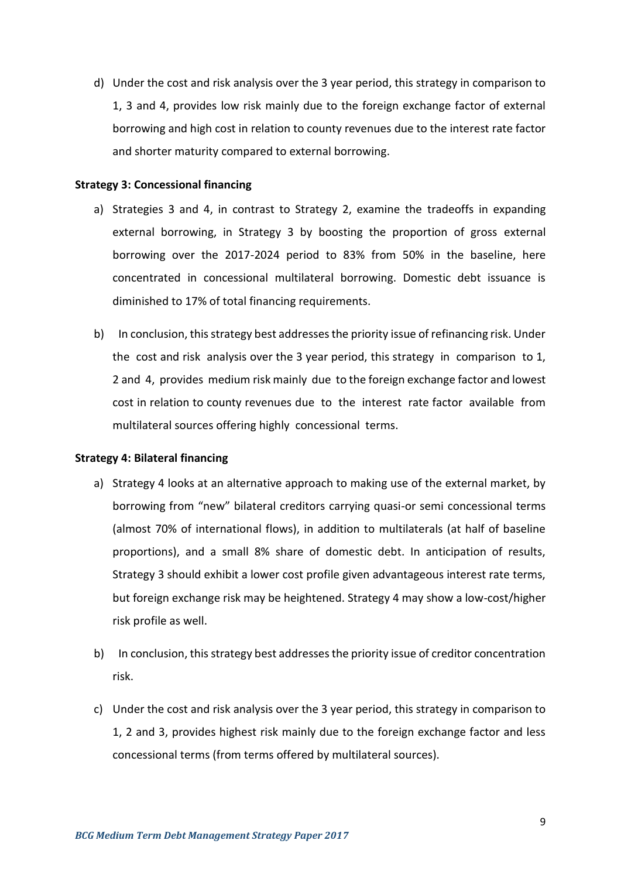d) Under the cost and risk analysis over the 3 year period, this strategy in comparison to 1, 3 and 4, provides low risk mainly due to the foreign exchange factor of external borrowing and high cost in relation to county revenues due to the interest rate factor and shorter maturity compared to external borrowing.

**Strategy 3: Concessional financing**

a) Strategies 3 and 4, in contrast to Strategy 2, examine the tradeoffs in expanding external borrowing, in Strategy 3 by boosting the proportion of gross external borrowing over the 2017-2024 period to 83% from 50% in the baseline, here concentrated in concessional multilateral borrowing. Domestic debt issuance is diminished to 17% of total financing requirements.

b) In conclusion, this strategy best addresses the priority issue of refinancing risk. Under the cost and risk analysis over the 3 year period, this strategy in comparison to 1, 2 and 4, provides medium risk mainly due to the foreign exchange factor and lowest cost in relation to county revenues due to the interest rate factor available from multilateral sources offering highly concessional terms.

**Strategy 4: Bilateral financing**

a) Strategy 4 looks at an alternative approach to making use of the external market, by borrowing from "new" bilateral creditors carrying quasi-or semi concessional terms (almost 70% of international flows), in addition to multilaterals (at half of baseline proportions), and a small 8% share of domestic debt. In anticipation of results, Strategy 3 should exhibit a lower cost profile given advantageous interest rate terms, but foreign exchange risk may be heightened. Strategy 4 may show a low-cost/higher risk profile as well.

b) In conclusion, this strategy best addresses the priority issue of creditor concentration risk.

c) Under the cost and risk analysis over the 3 year period, this strategy in comparison to 1, 2 and 3, provides highest risk mainly due to the foreign exchange factor and less concessional terms (from terms offered by multilateral sources).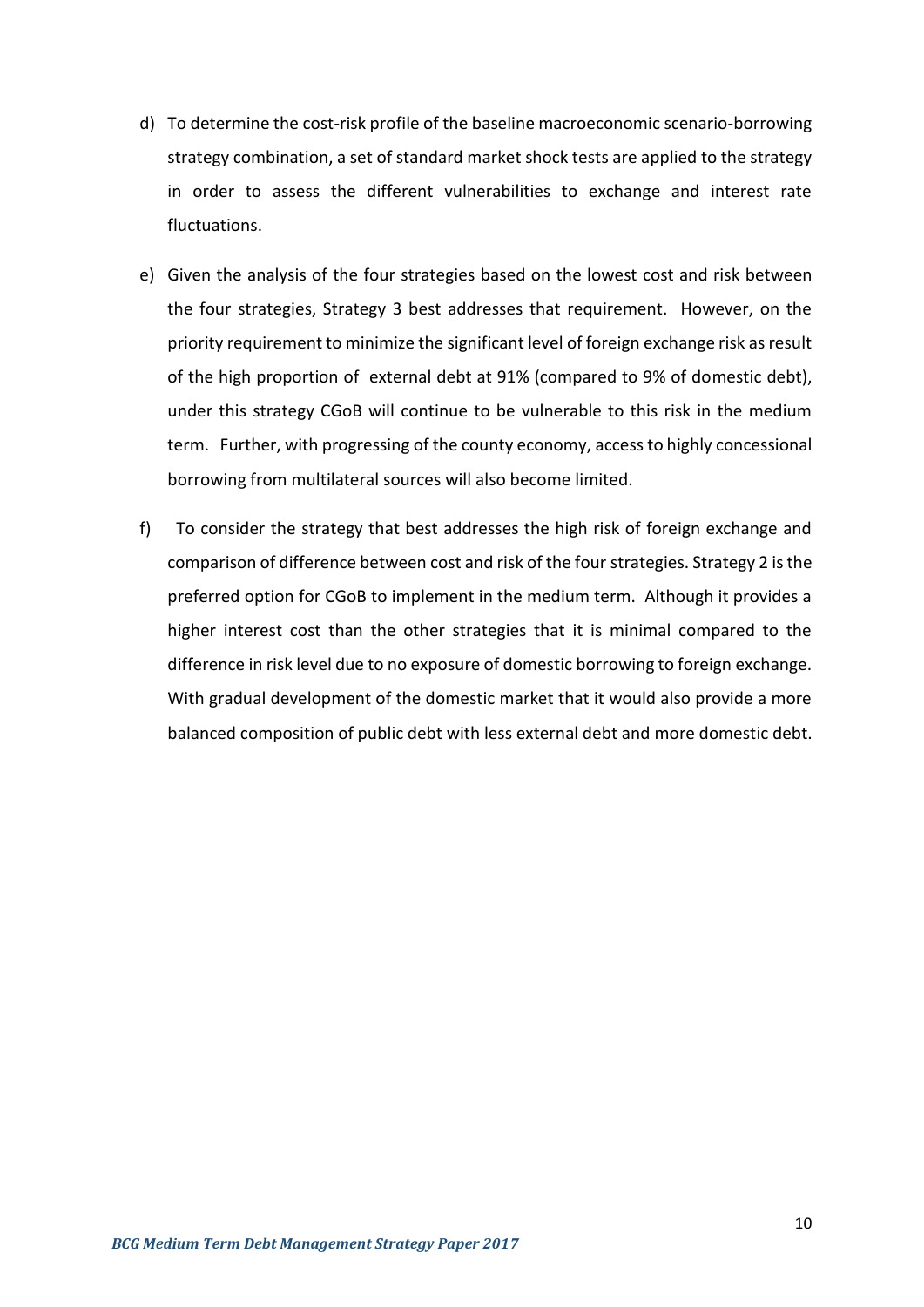d) To determine the cost-risk profile of the baseline macroeconomic scenario-borrowing strategy combination, a set of standard market shock tests are applied to the strategy in order to assess the different vulnerabilities to exchange and interest rate fluctuations.

e) Given the analysis of the four strategies based on the lowest cost and risk between the four strategies, Strategy 3 best addresses that requirement. However, on the priority requirement to minimize the significant level of foreign exchange risk as result of the high proportion of external debt at 91% (compared to 9% of domestic debt), under this strategy CGoB will continue to be vulnerable to this risk in the medium term. Further, with progressing of the county economy, access to highly concessional borrowing from multilateral sources will also become limited.

f) To consider the strategy that best addresses the high risk of foreign exchange and comparison of difference between cost and risk of the four strategies. Strategy 2 is the preferred option for CGoB to implement in the medium term. Although it provides a higher interest cost than the other strategies that it is minimal compared to the difference in risk level due to no exposure of domestic borrowing to foreign exchange. With gradual development of the domestic market that it would also provide a more balanced composition of public debt with less external debt and more domestic debt.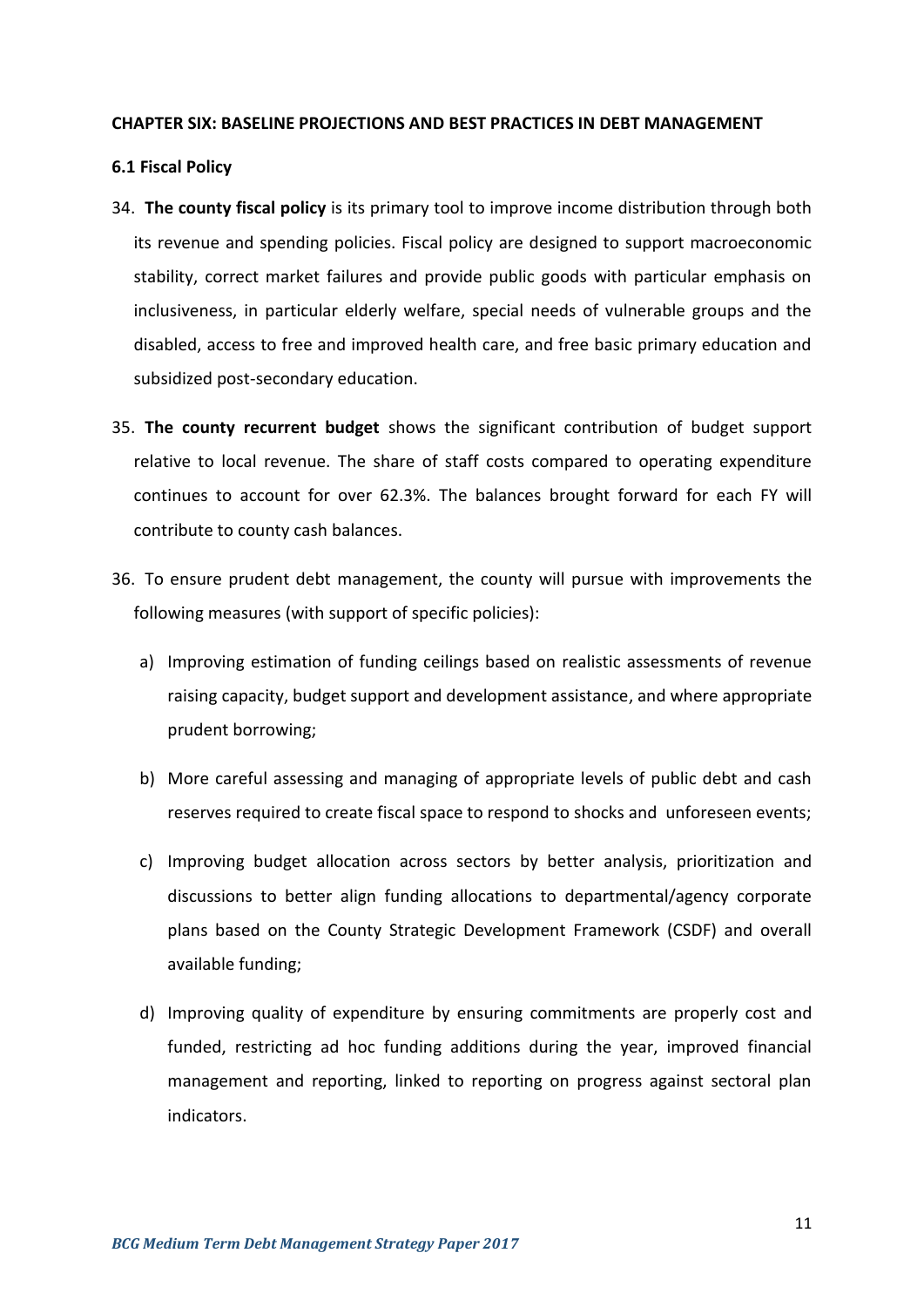## CHAPTER SIX: BASELINE PROJECTIONS AND BEST PRACTICES IN DEBT MANAGEMENT

### 6.1 Fiscal Policy

34. **The county fiscal policy** is its primary tool to improve income distribution through both its revenue and spending policies. Fiscal policy are designed to support macroeconomic stability, correct market failures and provide public goods with particular emphasis on inclusiveness, in particular elderly welfare, special needs of vulnerable groups and the disabled, access to free and improved health care, and free basic primary education and subsidized post-secondary education.

35. **The county recurrent budget** shows the significant contribution of budget support relative to local revenue. The share of staff costs compared to operating expenditure continues to account for over 62.3%. The balances brought forward for each FY will contribute to county cash balances.

36. To ensure prudent debt management, the county will pursue with improvements the following measures (with support of specific policies):

    a) Improving estimation of funding ceilings based on realistic assessments of revenue raising capacity, budget support and development assistance, and where appropriate prudent borrowing;

    b) More careful assessing and managing of appropriate levels of public debt and cash reserves required to create fiscal space to respond to shocks and unforeseen events;

    c) Improving budget allocation across sectors by better analysis, prioritization and discussions to better align funding allocations to departmental/agency corporate plans based on the County Strategic Development Framework (CSDF) and overall available funding;

    d) Improving quality of expenditure by ensuring commitments are properly cost and funded, restricting ad hoc funding additions during the year, improved financial management and reporting, linked to reporting on progress against sectoral plan indicators.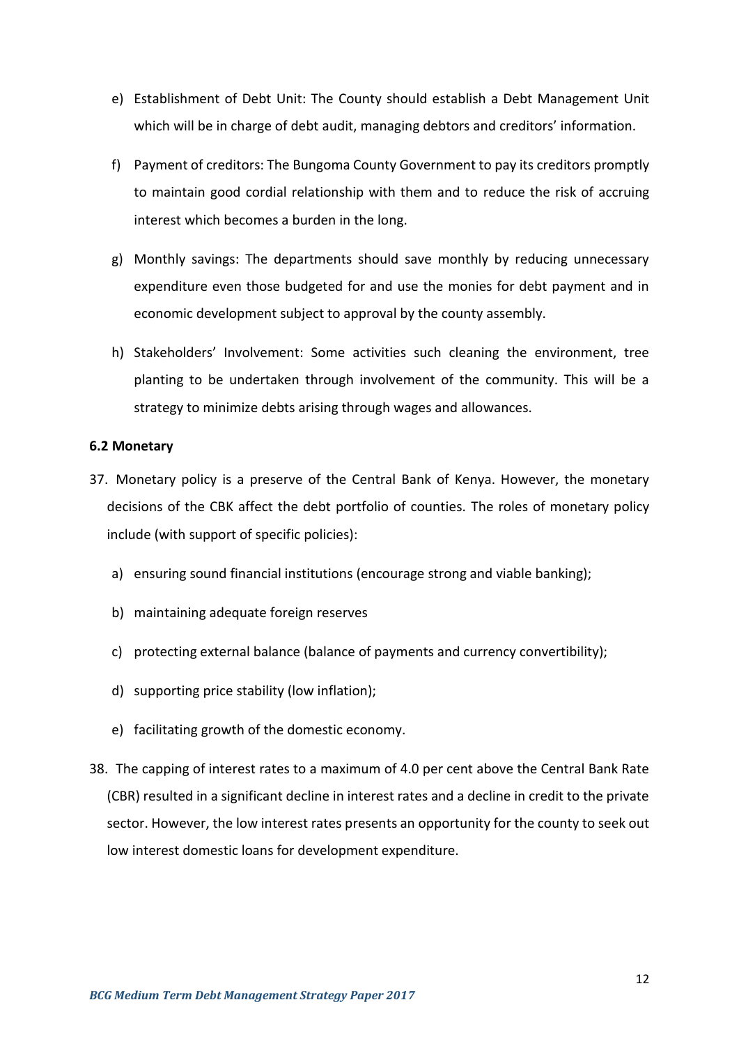e) Establishment of Debt Unit: The County should establish a Debt Management Unit which will be in charge of debt audit, managing debtors and creditors' information.

f) Payment of creditors: The Bungoma County Government to pay its creditors promptly to maintain good cordial relationship with them and to reduce the risk of accruing interest which becomes a burden in the long.

g) Monthly savings: The departments should save monthly by reducing unnecessary expenditure even those budgeted for and use the monies for debt payment and in economic development subject to approval by the county assembly.

h) Stakeholders' Involvement: Some activities such cleaning the environment, tree planting to be undertaken through involvement of the community. This will be a strategy to minimize debts arising through wages and allowances.

**6.2 Monetary**

37. Monetary policy is a preserve of the Central Bank of Kenya. However, the monetary decisions of the CBK affect the debt portfolio of counties. The roles of monetary policy include (with support of specific policies):

   a) ensuring sound financial institutions (encourage strong and viable banking);

   b) maintaining adequate foreign reserves

   c) protecting external balance (balance of payments and currency convertibility);

   d) supporting price stability (low inflation);

   e) facilitating growth of the domestic economy.

38. The capping of interest rates to a maximum of 4.0 per cent above the Central Bank Rate (CBR) resulted in a significant decline in interest rates and a decline in credit to the private sector. However, the low interest rates presents an opportunity for the county to seek out low interest domestic loans for development expenditure.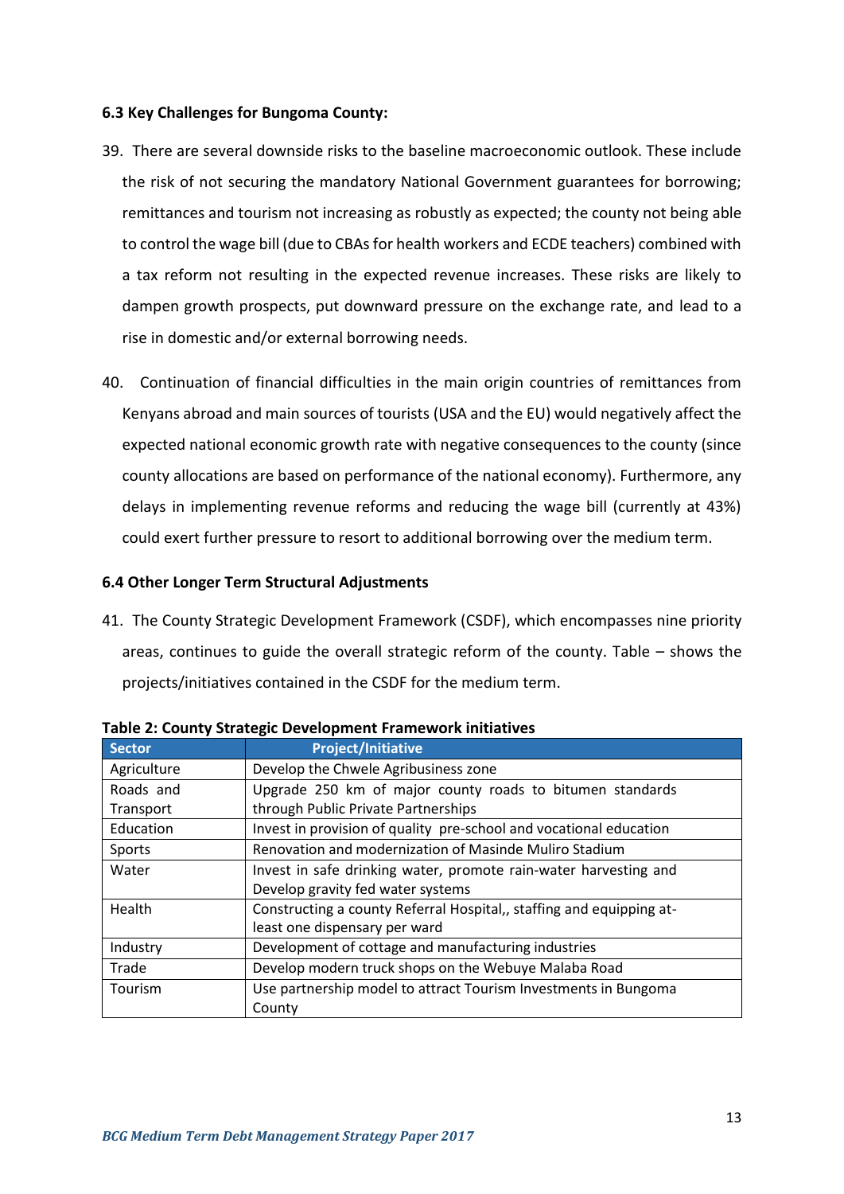### 6.3 Key Challenges for Bungoma County:

39. There are several downside risks to the baseline macroeconomic outlook. These include the risk of not securing the mandatory National Government guarantees for borrowing; remittances and tourism not increasing as robustly as expected; the county not being able to control the wage bill (due to CBAs for health workers and ECDE teachers) combined with a tax reform not resulting in the expected revenue increases. These risks are likely to dampen growth prospects, put downward pressure on the exchange rate, and lead to a rise in domestic and/or external borrowing needs.

40. Continuation of financial difficulties in the main origin countries of remittances from Kenyans abroad and main sources of tourists (USA and the EU) would negatively affect the expected national economic growth rate with negative consequences to the county (since county allocations are based on performance of the national economy). Furthermore, any delays in implementing revenue reforms and reducing the wage bill (currently at 43%) could exert further pressure to resort to additional borrowing over the medium term.

### 6.4 Other Longer Term Structural Adjustments

41. The County Strategic Development Framework (CSDF), which encompasses nine priority areas, continues to guide the overall strategic reform of the county. Table – shows the projects/initiatives contained in the CSDF for the medium term.

**Table 2: County Strategic Development Framework initiatives**

| Sector | Project/Initiative |
|---|---|
| Agriculture | Develop the Chwele Agribusiness zone |
| Roads and Transport | Upgrade 250 km of major county roads to bitumen standards through Public Private Partnerships |
| Education | Invest in provision of quality pre-school and vocational education |
| Sports | Renovation and modernization of Masinde Muliro Stadium |
| Water | Invest in safe drinking water, promote rain-water harvesting and Develop gravity fed water systems |
| Health | Constructing a county Referral Hospital,, staffing and equipping at-least one dispensary per ward |
| Industry | Development of cottage and manufacturing industries |
| Trade | Develop modern truck shops on the Webuye Malaba Road |
| Tourism | Use partnership model to attract Tourism Investments in Bungoma County |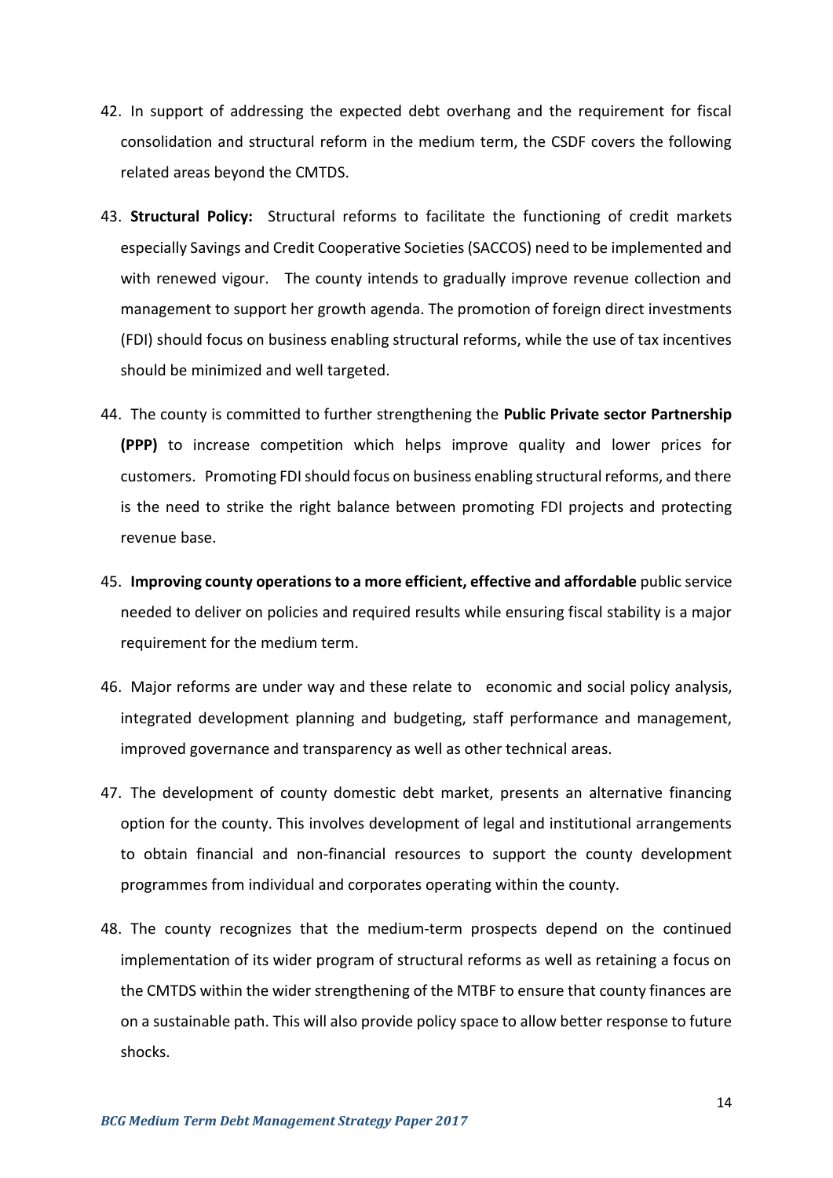42. In support of addressing the expected debt overhang and the requirement for fiscal consolidation and structural reform in the medium term, the CSDF covers the following related areas beyond the CMTDS.

43. **Structural Policy:** Structural reforms to facilitate the functioning of credit markets especially Savings and Credit Cooperative Societies (SACCOS) need to be implemented and with renewed vigour. The county intends to gradually improve revenue collection and management to support her growth agenda. The promotion of foreign direct investments (FDI) should focus on business enabling structural reforms, while the use of tax incentives should be minimized and well targeted.

44. The county is committed to further strengthening the **Public Private sector Partnership (PPP)** to increase competition which helps improve quality and lower prices for customers. Promoting FDI should focus on business enabling structural reforms, and there is the need to strike the right balance between promoting FDI projects and protecting revenue base.

45. **Improving county operations to a more efficient, effective and affordable** public service needed to deliver on policies and required results while ensuring fiscal stability is a major requirement for the medium term.

46. Major reforms are under way and these relate to economic and social policy analysis, integrated development planning and budgeting, staff performance and management, improved governance and transparency as well as other technical areas.

47. The development of county domestic debt market, presents an alternative financing option for the county. This involves development of legal and institutional arrangements to obtain financial and non-financial resources to support the county development programmes from individual and corporates operating within the county.

48. The county recognizes that the medium-term prospects depend on the continued implementation of its wider program of structural reforms as well as retaining a focus on the CMTDS within the wider strengthening of the MTBF to ensure that county finances are on a sustainable path. This will also provide policy space to allow better response to future shocks.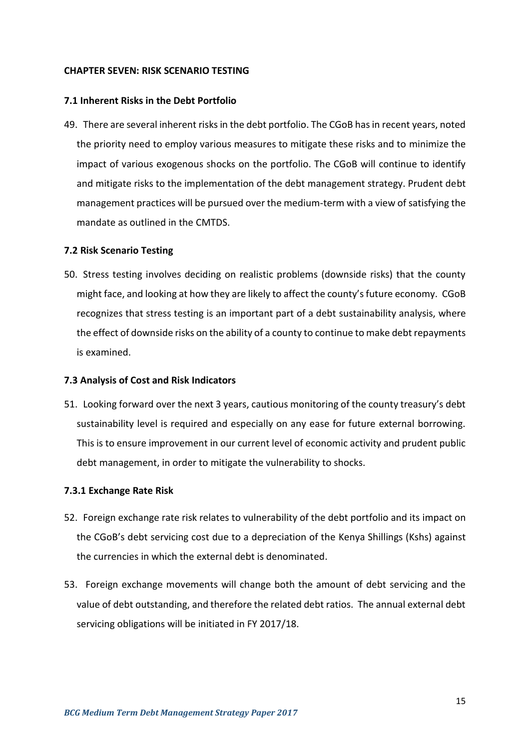## CHAPTER SEVEN: RISK SCENARIO TESTING

### 7.1 Inherent Risks in the Debt Portfolio

49. There are several inherent risks in the debt portfolio. The CGoB has in recent years, noted the priority need to employ various measures to mitigate these risks and to minimize the impact of various exogenous shocks on the portfolio. The CGoB will continue to identify and mitigate risks to the implementation of the debt management strategy. Prudent debt management practices will be pursued over the medium-term with a view of satisfying the mandate as outlined in the CMTDS.

### 7.2 Risk Scenario Testing

50. Stress testing involves deciding on realistic problems (downside risks) that the county might face, and looking at how they are likely to affect the county's future economy. CGoB recognizes that stress testing is an important part of a debt sustainability analysis, where the effect of downside risks on the ability of a county to continue to make debt repayments is examined.

### 7.3 Analysis of Cost and Risk Indicators

51. Looking forward over the next 3 years, cautious monitoring of the county treasury's debt sustainability level is required and especially on any ease for future external borrowing. This is to ensure improvement in our current level of economic activity and prudent public debt management, in order to mitigate the vulnerability to shocks.

#### 7.3.1 Exchange Rate Risk

52. Foreign exchange rate risk relates to vulnerability of the debt portfolio and its impact on the CGoB's debt servicing cost due to a depreciation of the Kenya Shillings (Kshs) against the currencies in which the external debt is denominated.

53. Foreign exchange movements will change both the amount of debt servicing and the value of debt outstanding, and therefore the related debt ratios. The annual external debt servicing obligations will be initiated in FY 2017/18.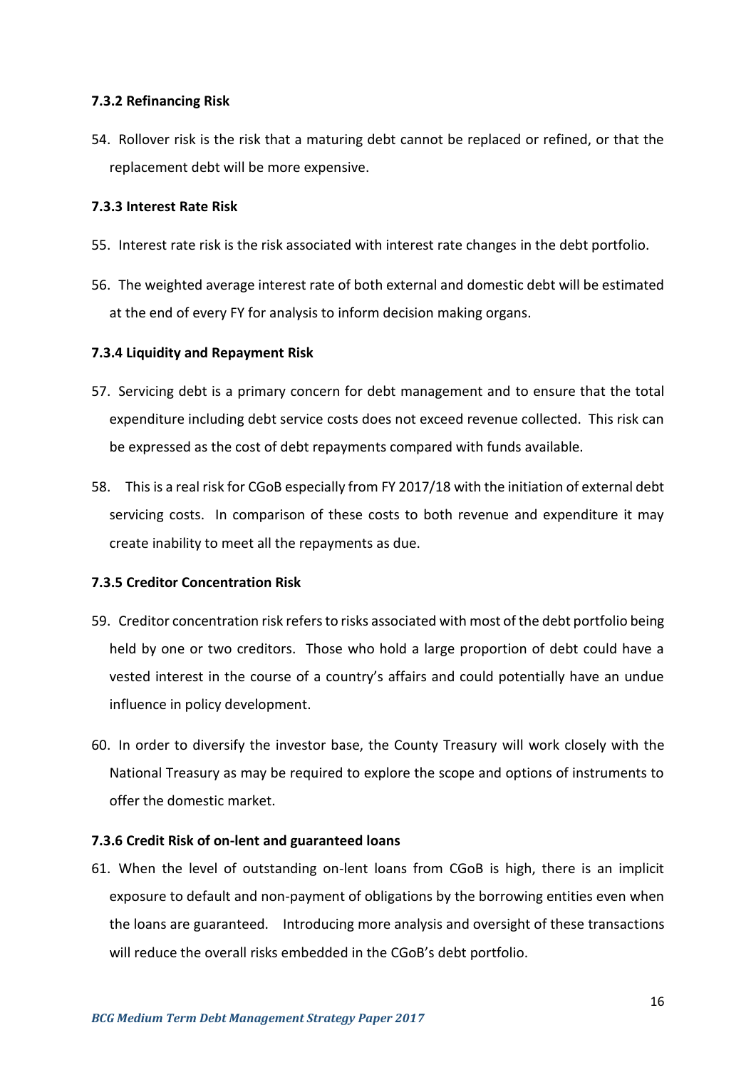### 7.3.2 Refinancing Risk

54. Rollover risk is the risk that a maturing debt cannot be replaced or refined, or that the replacement debt will be more expensive.

### 7.3.3 Interest Rate Risk

55. Interest rate risk is the risk associated with interest rate changes in the debt portfolio.

56. The weighted average interest rate of both external and domestic debt will be estimated at the end of every FY for analysis to inform decision making organs.

### 7.3.4 Liquidity and Repayment Risk

57. Servicing debt is a primary concern for debt management and to ensure that the total expenditure including debt service costs does not exceed revenue collected. This risk can be expressed as the cost of debt repayments compared with funds available.

58. This is a real risk for CGoB especially from FY 2017/18 with the initiation of external debt servicing costs. In comparison of these costs to both revenue and expenditure it may create inability to meet all the repayments as due.

### 7.3.5 Creditor Concentration Risk

59. Creditor concentration risk refers to risks associated with most of the debt portfolio being held by one or two creditors. Those who hold a large proportion of debt could have a vested interest in the course of a country's affairs and could potentially have an undue influence in policy development.

60. In order to diversify the investor base, the County Treasury will work closely with the National Treasury as may be required to explore the scope and options of instruments to offer the domestic market.

### 7.3.6 Credit Risk of on-lent and guaranteed loans

61. When the level of outstanding on-lent loans from CGoB is high, there is an implicit exposure to default and non-payment of obligations by the borrowing entities even when the loans are guaranteed. Introducing more analysis and oversight of these transactions will reduce the overall risks embedded in the CGoB's debt portfolio.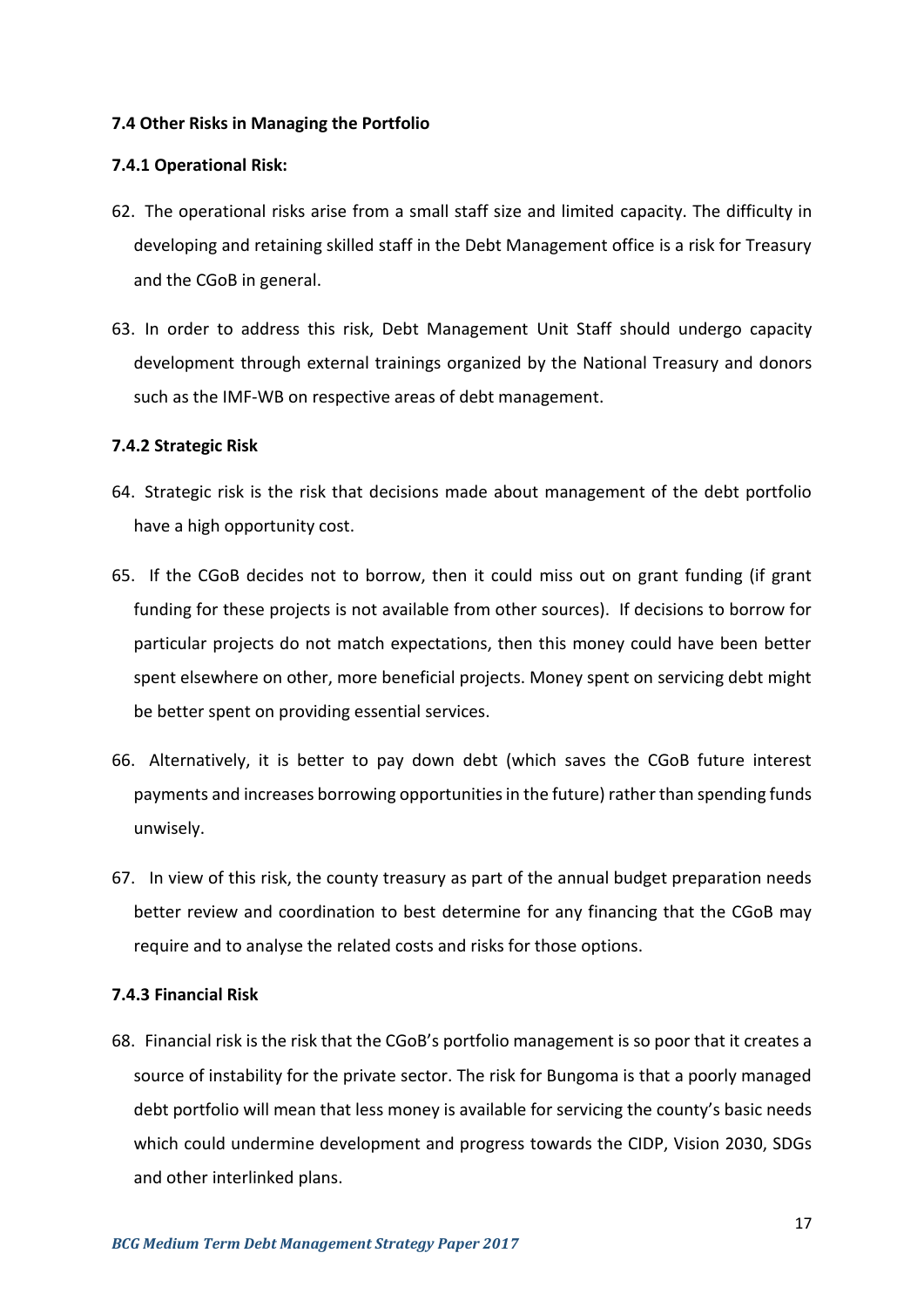### 7.4 Other Risks in Managing the Portfolio

#### 7.4.1 Operational Risk:

62. The operational risks arise from a small staff size and limited capacity. The difficulty in developing and retaining skilled staff in the Debt Management office is a risk for Treasury and the CGoB in general.

63. In order to address this risk, Debt Management Unit Staff should undergo capacity development through external trainings organized by the National Treasury and donors such as the IMF-WB on respective areas of debt management.

#### 7.4.2 Strategic Risk

64. Strategic risk is the risk that decisions made about management of the debt portfolio have a high opportunity cost.

65. If the CGoB decides not to borrow, then it could miss out on grant funding (if grant funding for these projects is not available from other sources). If decisions to borrow for particular projects do not match expectations, then this money could have been better spent elsewhere on other, more beneficial projects. Money spent on servicing debt might be better spent on providing essential services.

66. Alternatively, it is better to pay down debt (which saves the CGoB future interest payments and increases borrowing opportunities in the future) rather than spending funds unwisely.

67. In view of this risk, the county treasury as part of the annual budget preparation needs better review and coordination to best determine for any financing that the CGoB may require and to analyse the related costs and risks for those options.

#### 7.4.3 Financial Risk

68. Financial risk is the risk that the CGoB's portfolio management is so poor that it creates a source of instability for the private sector. The risk for Bungoma is that a poorly managed debt portfolio will mean that less money is available for servicing the county's basic needs which could undermine development and progress towards the CIDP, Vision 2030, SDGs and other interlinked plans.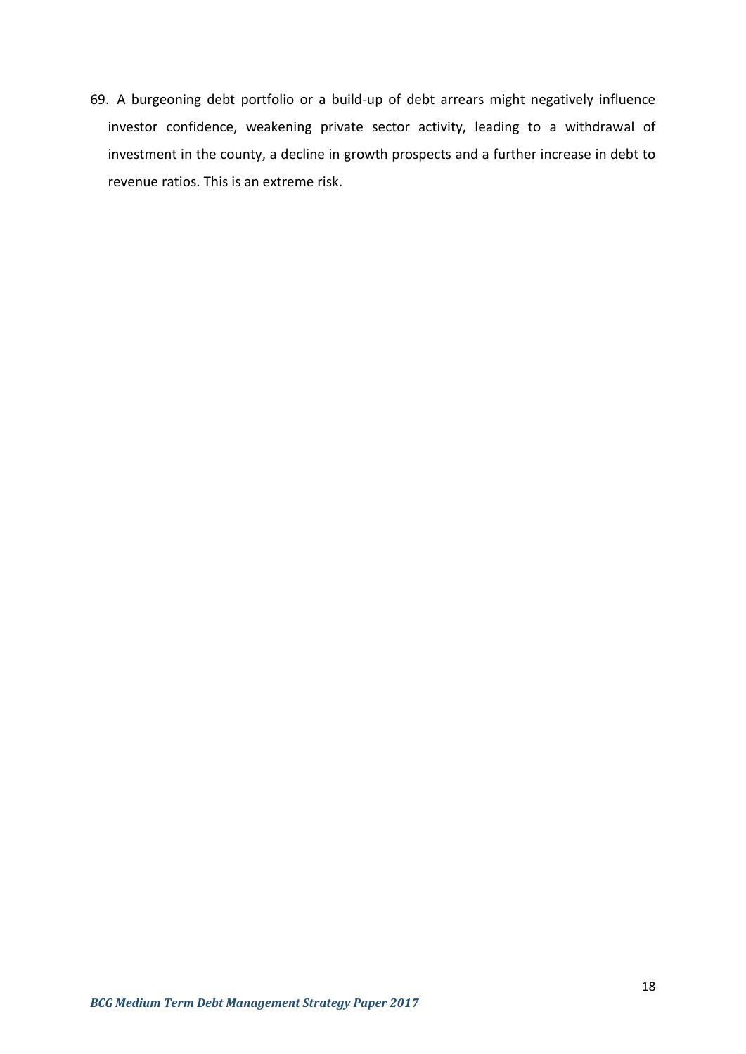69. A burgeoning debt portfolio or a build-up of debt arrears might negatively influence investor confidence, weakening private sector activity, leading to a withdrawal of investment in the county, a decline in growth prospects and a further increase in debt to revenue ratios. This is an extreme risk.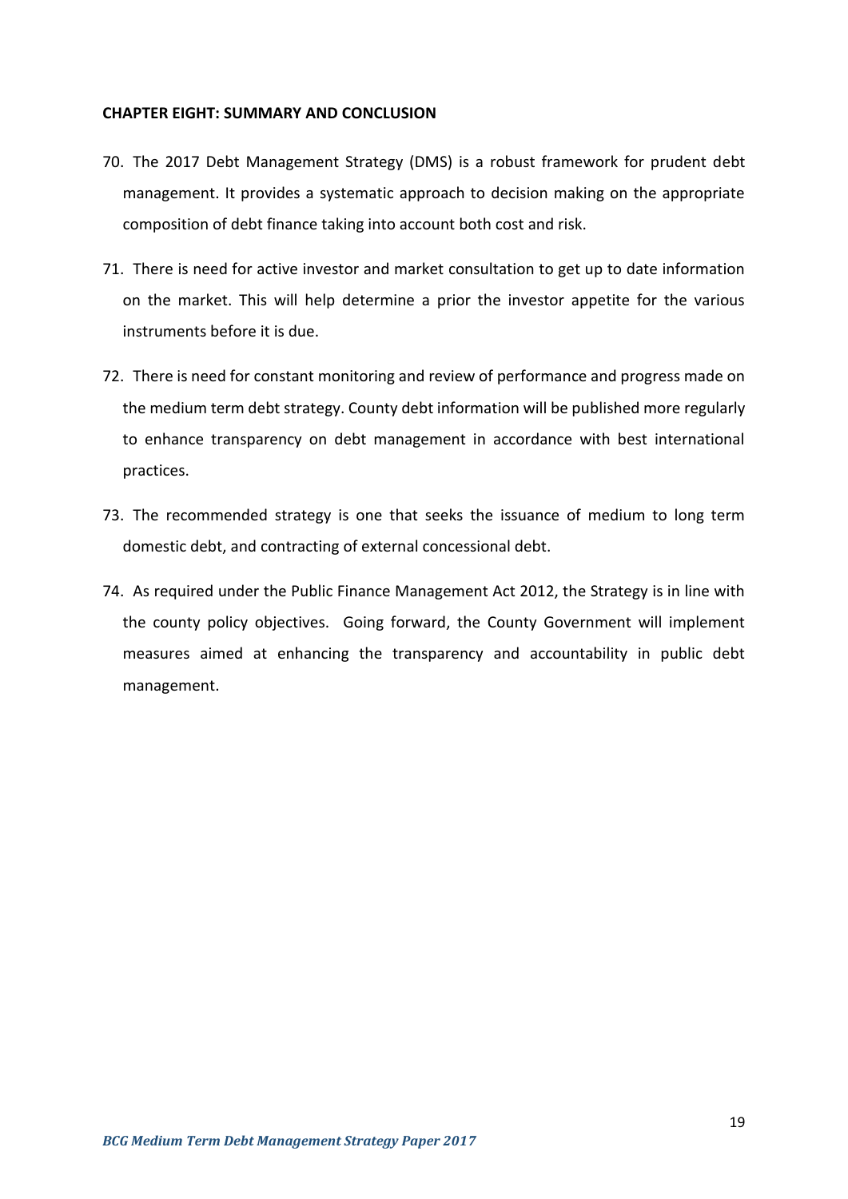## CHAPTER EIGHT: SUMMARY AND CONCLUSION

70. The 2017 Debt Management Strategy (DMS) is a robust framework for prudent debt management. It provides a systematic approach to decision making on the appropriate composition of debt finance taking into account both cost and risk.

71. There is need for active investor and market consultation to get up to date information on the market. This will help determine a prior the investor appetite for the various instruments before it is due.

72. There is need for constant monitoring and review of performance and progress made on the medium term debt strategy. County debt information will be published more regularly to enhance transparency on debt management in accordance with best international practices.

73. The recommended strategy is one that seeks the issuance of medium to long term domestic debt, and contracting of external concessional debt.

74. As required under the Public Finance Management Act 2012, the Strategy is in line with the county policy objectives. Going forward, the County Government will implement measures aimed at enhancing the transparency and accountability in public debt management.